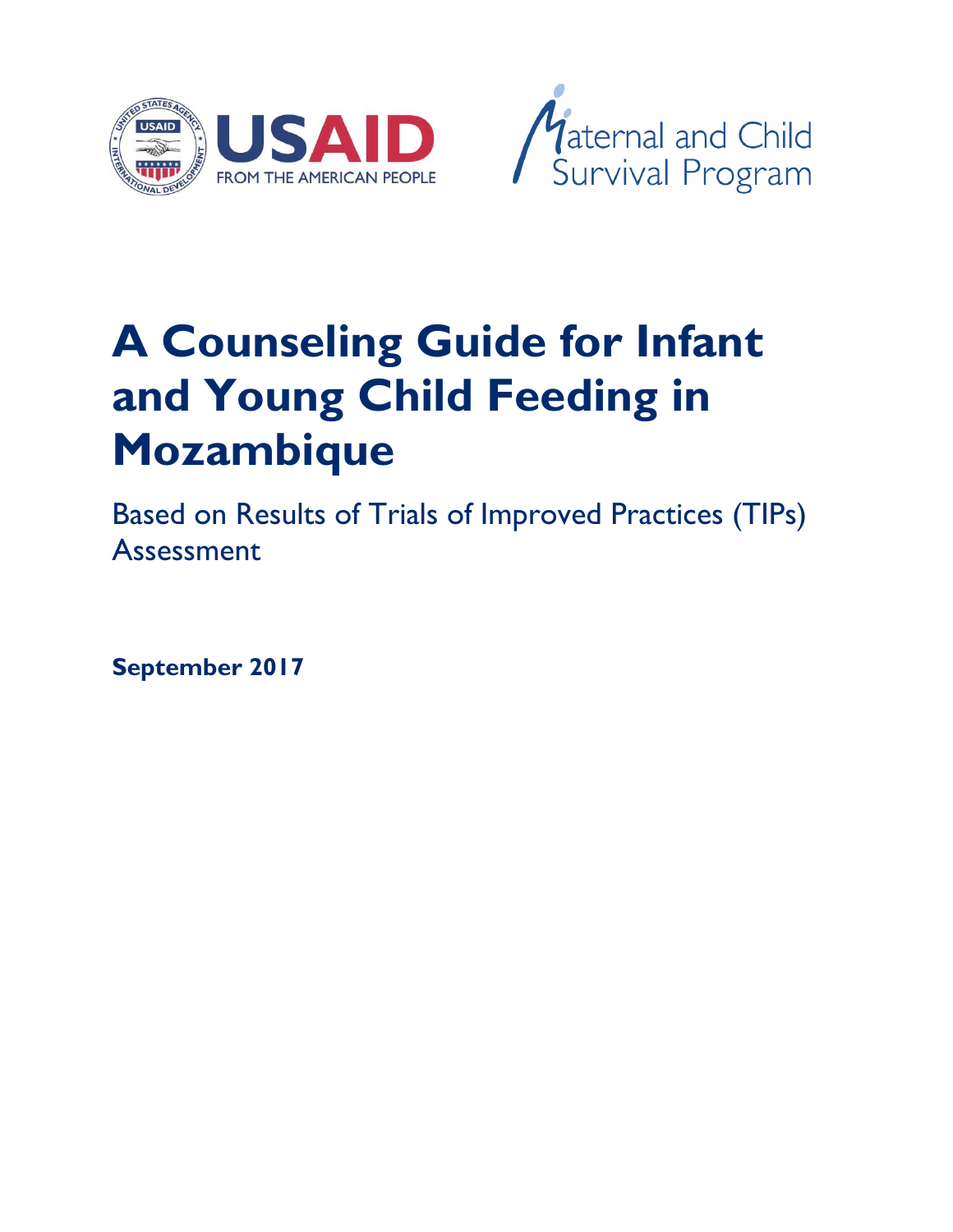USAID FROM THE AMERICAN PEOPLE

Maternal and Child Survival Program

# A Counseling Guide for Infant and Young Child Feeding in Mozambique

Based on Results of Trials of Improved Practices (TIPs) Assessment

**September 2017**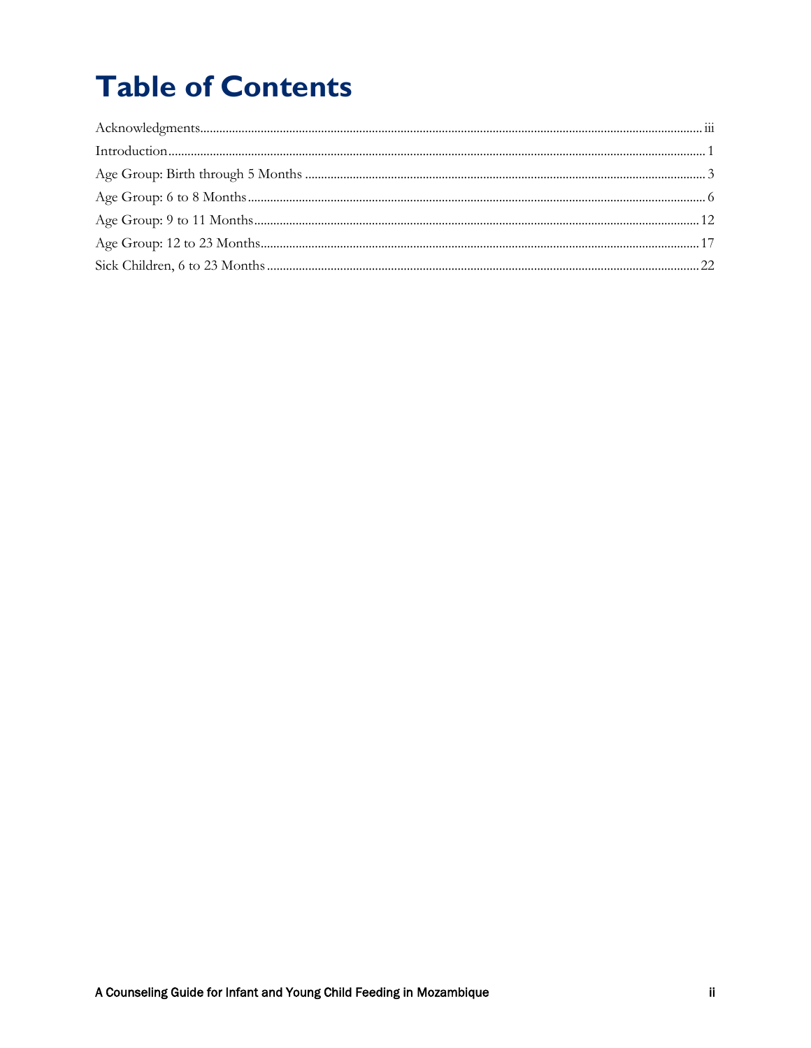# Table of Contents

Acknowledgments ........ iii

Introduction ........ 1

Age Group: Birth through 5 Months ........ 3

Age Group: 6 to 8 Months ........ 6

Age Group: 9 to 11 Months ........ 12

Age Group: 12 to 23 Months ........ 17

Sick Children, 6 to 23 Months ........ 22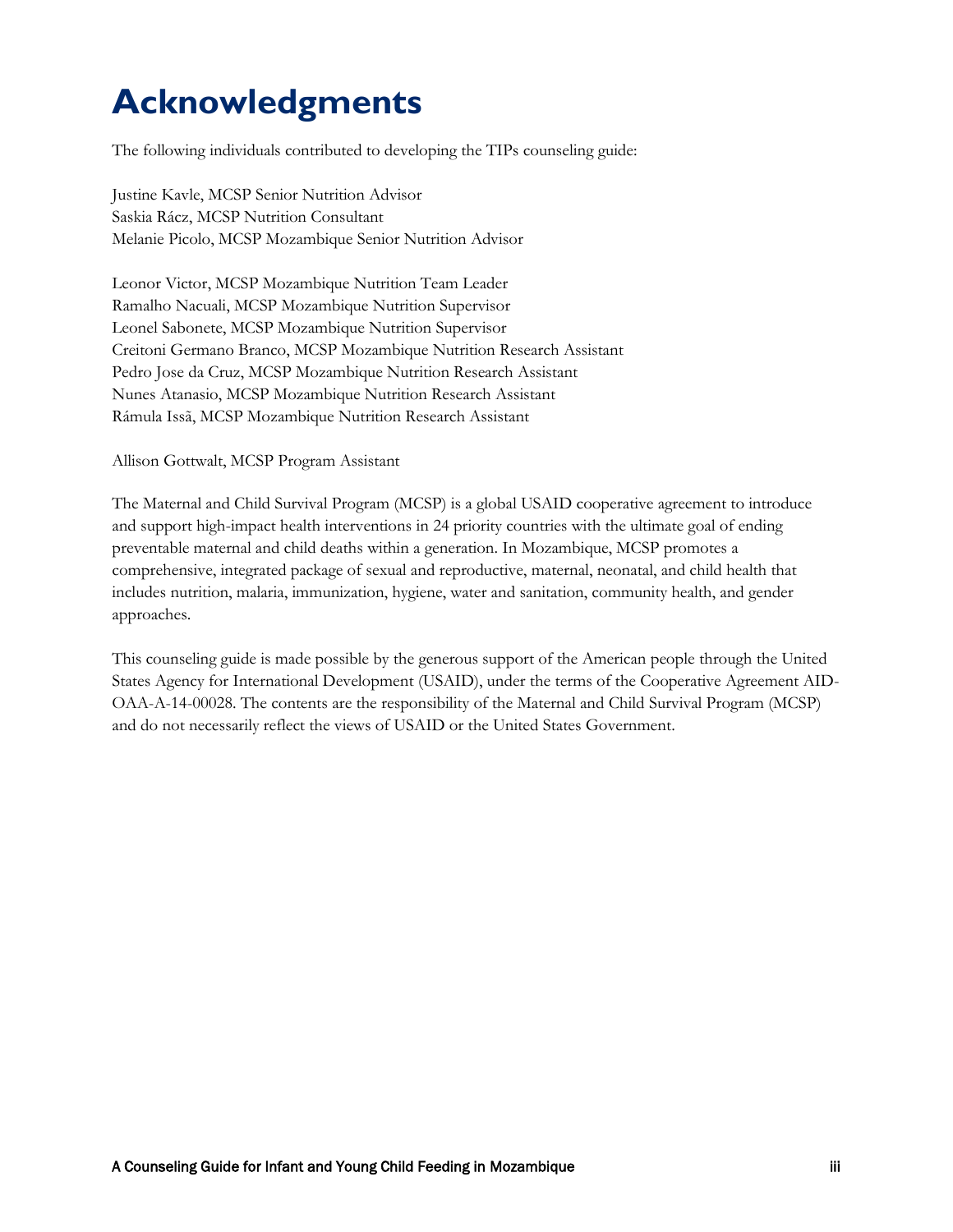# Acknowledgments

The following individuals contributed to developing the TIPs counseling guide:

Justine Kavle, MCSP Senior Nutrition Advisor
Saskia Rácz, MCSP Nutrition Consultant
Melanie Picolo, MCSP Mozambique Senior Nutrition Advisor

Leonor Victor, MCSP Mozambique Nutrition Team Leader
Ramalho Nacuali, MCSP Mozambique Nutrition Supervisor
Leonel Sabonete, MCSP Mozambique Nutrition Supervisor
Creitoni Germano Branco, MCSP Mozambique Nutrition Research Assistant
Pedro Jose da Cruz, MCSP Mozambique Nutrition Research Assistant
Nunes Atanasio, MCSP Mozambique Nutrition Research Assistant
Rámula Issã, MCSP Mozambique Nutrition Research Assistant

Allison Gottwalt, MCSP Program Assistant

The Maternal and Child Survival Program (MCSP) is a global USAID cooperative agreement to introduce and support high-impact health interventions in 24 priority countries with the ultimate goal of ending preventable maternal and child deaths within a generation. In Mozambique, MCSP promotes a comprehensive, integrated package of sexual and reproductive, maternal, neonatal, and child health that includes nutrition, malaria, immunization, hygiene, water and sanitation, community health, and gender approaches.

This counseling guide is made possible by the generous support of the American people through the United States Agency for International Development (USAID), under the terms of the Cooperative Agreement AID-OAA-A-14-00028. The contents are the responsibility of the Maternal and Child Survival Program (MCSP) and do not necessarily reflect the views of USAID or the United States Government.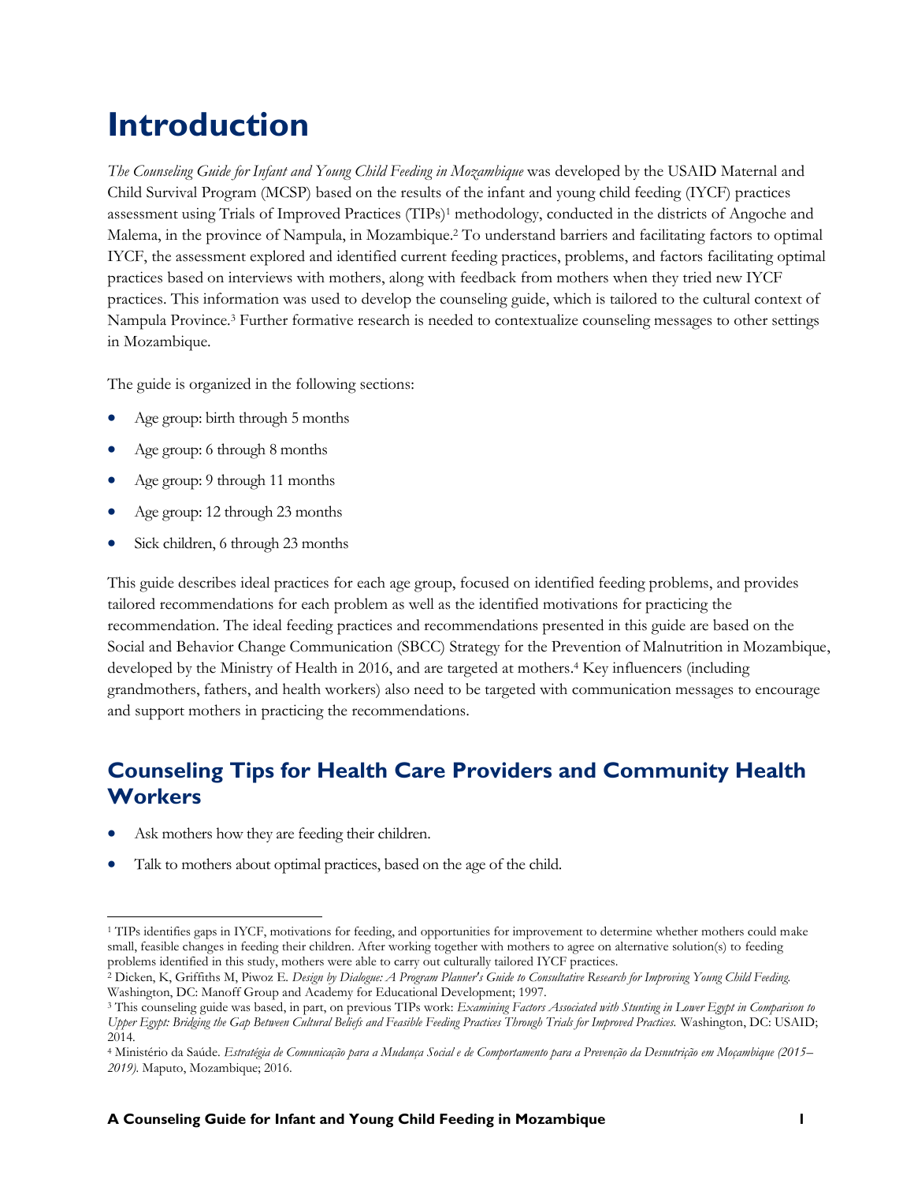# Introduction

*The Counseling Guide for Infant and Young Child Feeding in Mozambique* was developed by the USAID Maternal and Child Survival Program (MCSP) based on the results of the infant and young child feeding (IYCF) practices assessment using Trials of Improved Practices (TIPs)[1] methodology, conducted in the districts of Angoche and Malema, in the province of Nampula, in Mozambique.[2] To understand barriers and facilitating factors to optimal IYCF, the assessment explored and identified current feeding practices, problems, and factors facilitating optimal practices based on interviews with mothers, along with feedback from mothers when they tried new IYCF practices. This information was used to develop the counseling guide, which is tailored to the cultural context of Nampula Province.[3] Further formative research is needed to contextualize counseling messages to other settings in Mozambique.

The guide is organized in the following sections:

- Age group: birth through 5 months
- Age group: 6 through 8 months
- Age group: 9 through 11 months
- Age group: 12 through 23 months
- Sick children, 6 through 23 months

This guide describes ideal practices for each age group, focused on identified feeding problems, and provides tailored recommendations for each problem as well as the identified motivations for practicing the recommendation. The ideal feeding practices and recommendations presented in this guide are based on the Social and Behavior Change Communication (SBCC) Strategy for the Prevention of Malnutrition in Mozambique, developed by the Ministry of Health in 2016, and are targeted at mothers.[4] Key influencers (including grandmothers, fathers, and health workers) also need to be targeted with communication messages to encourage and support mothers in practicing the recommendations.

## Counseling Tips for Health Care Providers and Community Health Workers

- Ask mothers how they are feeding their children.
- Talk to mothers about optimal practices, based on the age of the child.

---

[1] TIPs identifies gaps in IYCF, motivations for feeding, and opportunities for improvement to determine whether mothers could make small, feasible changes in feeding their children. After working together with mothers to agree on alternative solution(s) to feeding problems identified in this study, mothers were able to carry out culturally tailored IYCF practices.

[2] Dicken, K, Griffiths M, Piwoz E. *Design by Dialogue: A Program Planner's Guide to Consultative Research for Improving Young Child Feeding.* Washington, DC: Manoff Group and Academy for Educational Development; 1997.

[3] This counseling guide was based, in part, on previous TIPs work: *Examining Factors Associated with Stunting in Lower Egypt in Comparison to Upper Egypt: Bridging the Gap Between Cultural Beliefs and Feasible Feeding Practices Through Trials for Improved Practices.* Washington, DC: USAID; 2014.

[4] Ministério da Saúde. *Estratégia de Comunicação para a Mudança Social e de Comportamento para a Prevenção da Desnutrição em Moçambique (2015–2019).* Maputo, Mozambique; 2016.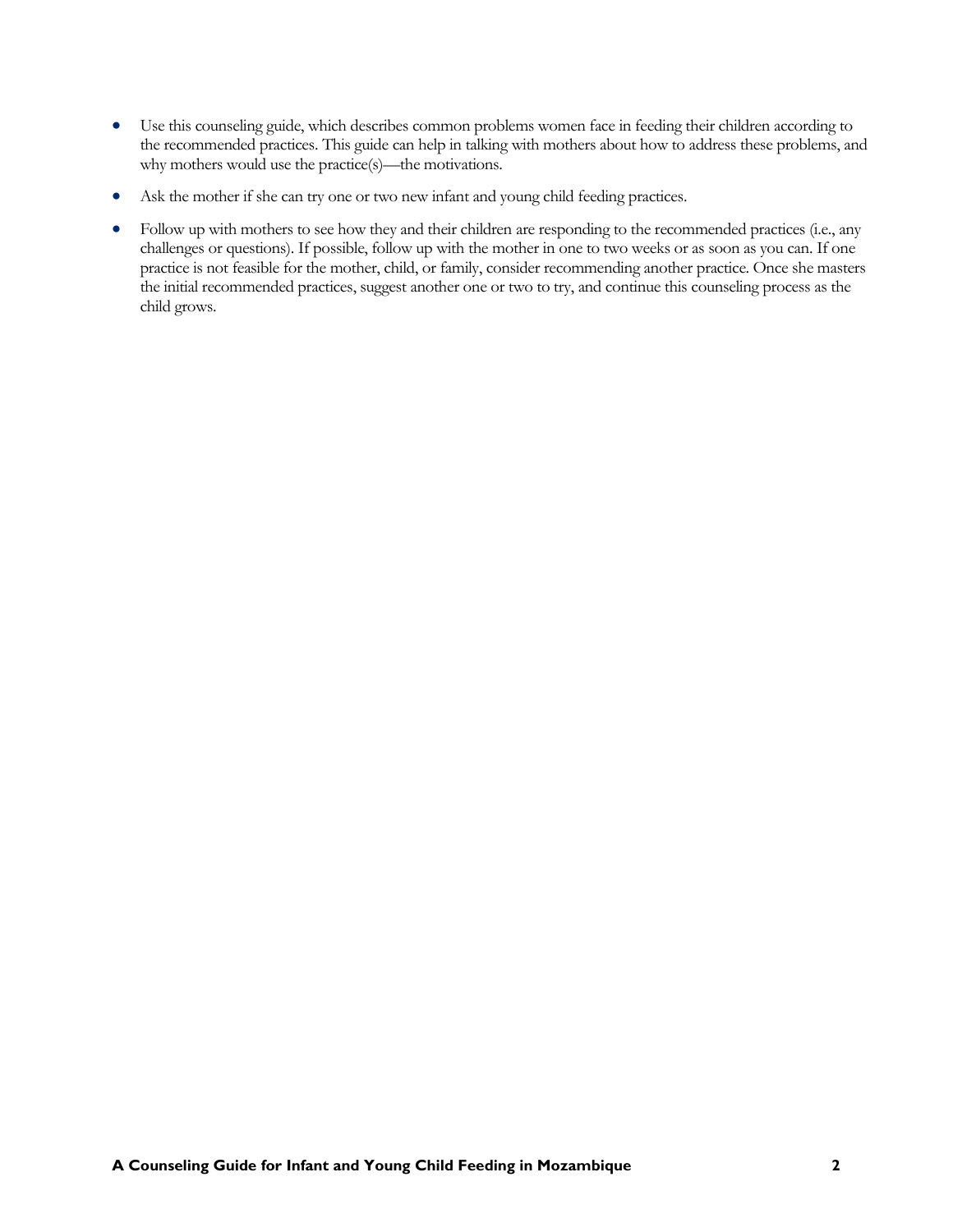- Use this counseling guide, which describes common problems women face in feeding their children according to the recommended practices. This guide can help in talking with mothers about how to address these problems, and why mothers would use the practice(s)—the motivations.
- Ask the mother if she can try one or two new infant and young child feeding practices.
- Follow up with mothers to see how they and their children are responding to the recommended practices (i.e., any challenges or questions). If possible, follow up with the mother in one to two weeks or as soon as you can. If one practice is not feasible for the mother, child, or family, consider recommending another practice. Once she masters the initial recommended practices, suggest another one or two to try, and continue this counseling process as the child grows.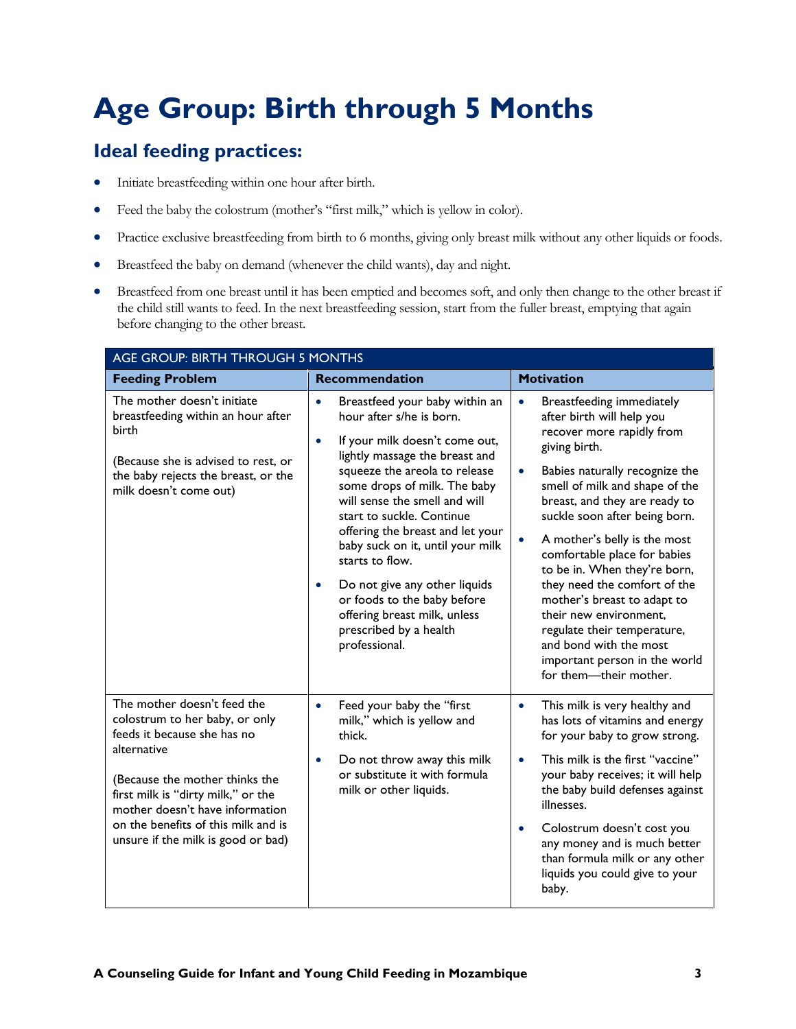# Age Group: Birth through 5 Months

## Ideal feeding practices:

- Initiate breastfeeding within one hour after birth.
- Feed the baby the colostrum (mother's "first milk," which is yellow in color).
- Practice exclusive breastfeeding from birth to 6 months, giving only breast milk without any other liquids or foods.
- Breastfeed the baby on demand (whenever the child wants), day and night.
- Breastfeed from one breast until it has been emptied and becomes soft, and only then change to the other breast if the child still wants to feed. In the next breastfeeding session, start from the fuller breast, emptying that again before changing to the other breast.

| AGE GROUP: BIRTH THROUGH 5 MONTHS | | |
|---|---|---|
| **Feeding Problem** | **Recommendation** | **Motivation** |
| The mother doesn't initiate breastfeeding within an hour after birth<br><br>(Because she is advised to rest, or the baby rejects the breast, or the milk doesn't come out) | • Breastfeed your baby within an hour after s/he is born.<br>• If your milk doesn't come out, lightly massage the breast and squeeze the areola to release some drops of milk. The baby will sense the smell and will start to suckle. Continue offering the breast and let your baby suck on it, until your milk starts to flow.<br>• Do not give any other liquids or foods to the baby before offering breast milk, unless prescribed by a health professional. | • Breastfeeding immediately after birth will help you recover more rapidly from giving birth.<br>• Babies naturally recognize the smell of milk and shape of the breast, and they are ready to suckle soon after being born.<br>• A mother's belly is the most comfortable place for babies to be in. When they're born, they need the comfort of the mother's breast to adapt to their new environment, regulate their temperature, and bond with the most important person in the world for them—their mother. |
| The mother doesn't feed the colostrum to her baby, or only feeds it because she has no alternative<br><br>(Because the mother thinks the first milk is "dirty milk," or the mother doesn't have information on the benefits of this milk and is unsure if the milk is good or bad) | • Feed your baby the "first milk," which is yellow and thick.<br>• Do not throw away this milk or substitute it with formula milk or other liquids. | • This milk is very healthy and has lots of vitamins and energy for your baby to grow strong.<br>• This milk is the first "vaccine" your baby receives; it will help the baby build defenses against illnesses.<br>• Colostrum doesn't cost you any money and is much better than formula milk or any other liquids you could give to your baby. |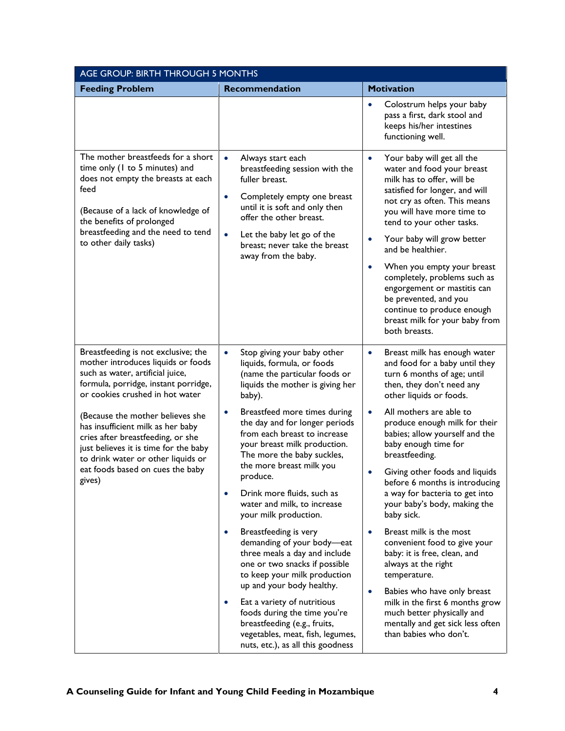| AGE GROUP: BIRTH THROUGH 5 MONTHS | | |
|---|---|---|
| **Feeding Problem** | **Recommendation** | **Motivation** |
| | | • Colostrum helps your baby pass a first, dark stool and keeps his/her intestines functioning well. |
| The mother breastfeeds for a short time only (1 to 5 minutes) and does not empty the breasts at each feed<br><br>(Because of a lack of knowledge of the benefits of prolonged breastfeeding and the need to tend to other daily tasks) | • Always start each breastfeeding session with the fuller breast.<br>• Completely empty one breast until it is soft and only then offer the other breast.<br>• Let the baby let go of the breast; never take the breast away from the baby. | • Your baby will get all the water and food your breast milk has to offer, will be satisfied for longer, and will not cry as often. This means you will have more time to tend to your other tasks.<br>• Your baby will grow better and be healthier.<br>• When you empty your breast completely, problems such as engorgement or mastitis can be prevented, and you continue to produce enough breast milk for your baby from both breasts. |
| Breastfeeding is not exclusive; the mother introduces liquids or foods such as water, artificial juice, formula, porridge, instant porridge, or cookies crushed in hot water<br><br>(Because the mother believes she has insufficient milk as her baby cries after breastfeeding, or she just believes it is time for the baby to drink water or other liquids or eat foods based on cues the baby gives) | • Stop giving your baby other liquids, formula, or foods (name the particular foods or liquids the mother is giving her baby).<br>• Breastfeed more times during the day and for longer periods from each breast to increase your breast milk production. The more the baby suckles, the more breast milk you produce.<br>• Drink more fluids, such as water and milk, to increase your milk production.<br>• Breastfeeding is very demanding of your body—eat three meals a day and include one or two snacks if possible to keep your milk production up and your body healthy.<br>• Eat a variety of nutritious foods during the time you're breastfeeding (e.g., fruits, vegetables, meat, fish, legumes, nuts, etc.), as all this goodness | • Breast milk has enough water and food for a baby until they turn 6 months of age; until then, they don't need any other liquids or foods.<br>• All mothers are able to produce enough milk for their babies; allow yourself and the baby enough time for breastfeeding.<br>• Giving other foods and liquids before 6 months is introducing a way for bacteria to get into your baby's body, making the baby sick.<br>• Breast milk is the most convenient food to give your baby: it is free, clean, and always at the right temperature.<br>• Babies who have only breast milk in the first 6 months grow much better physically and mentally and get sick less often than babies who don't. |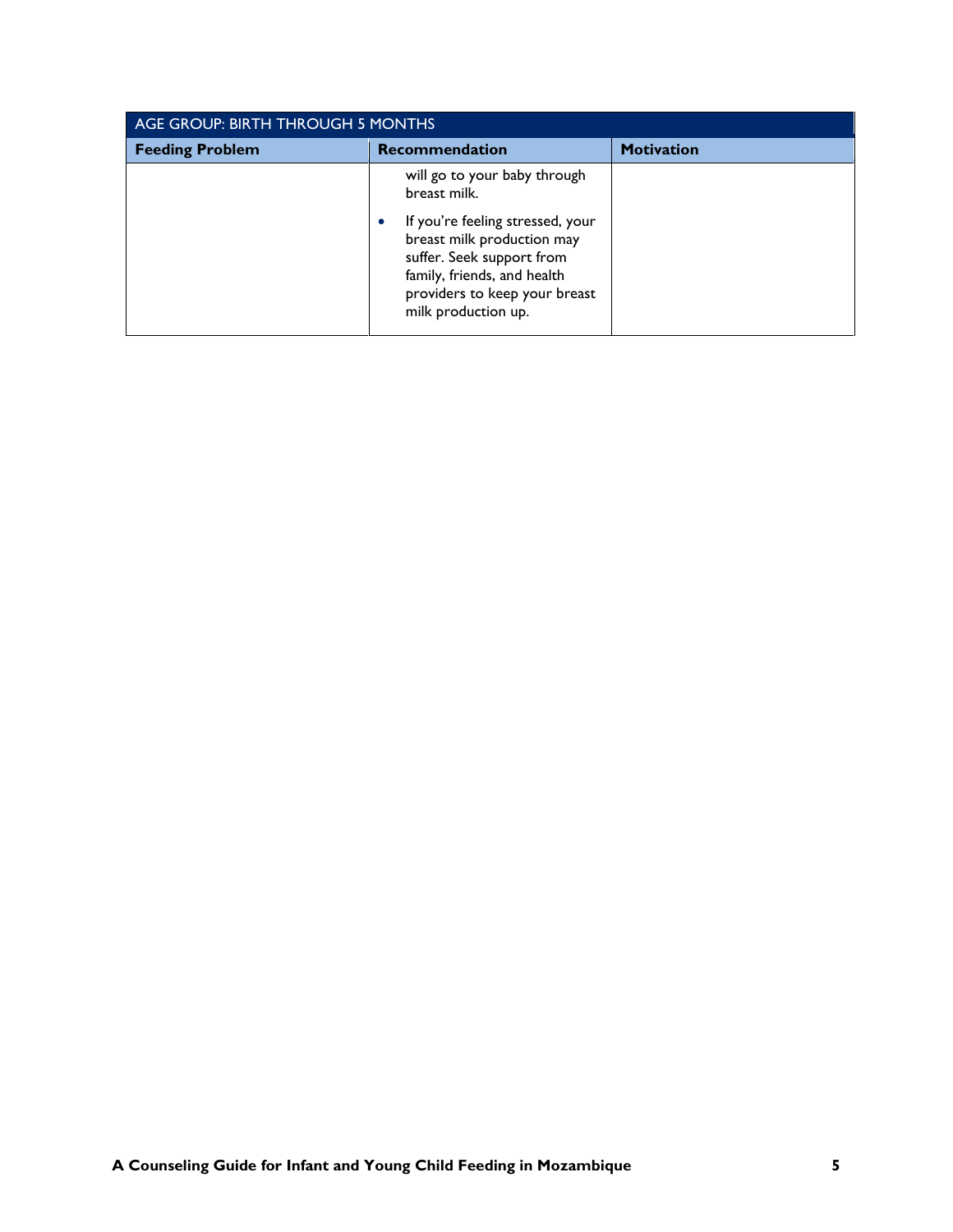| AGE GROUP: BIRTH THROUGH 5 MONTHS | | |
|---|---|---|
| **Feeding Problem** | **Recommendation** | **Motivation** |
| | will go to your baby through breast milk.<br>• If you're feeling stressed, your breast milk production may suffer. Seek support from family, friends, and health providers to keep your breast milk production up. | |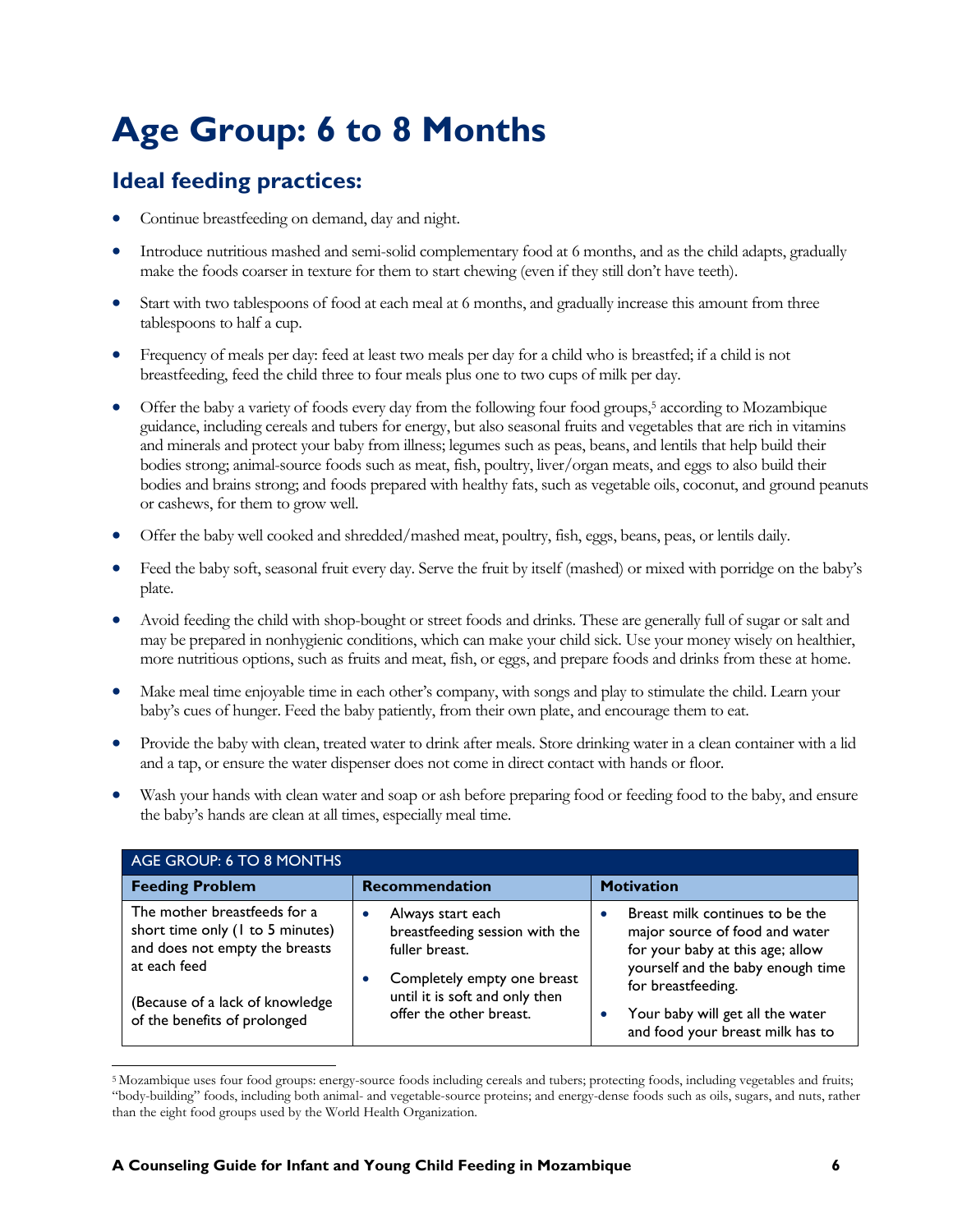# Age Group: 6 to 8 Months

## Ideal feeding practices:

- Continue breastfeeding on demand, day and night.
- Introduce nutritious mashed and semi-solid complementary food at 6 months, and as the child adapts, gradually make the foods coarser in texture for them to start chewing (even if they still don't have teeth).
- Start with two tablespoons of food at each meal at 6 months, and gradually increase this amount from three tablespoons to half a cup.
- Frequency of meals per day: feed at least two meals per day for a child who is breastfed; if a child is not breastfeeding, feed the child three to four meals plus one to two cups of milk per day.
- Offer the baby a variety of foods every day from the following four food groups,[5] according to Mozambique guidance, including cereals and tubers for energy, but also seasonal fruits and vegetables that are rich in vitamins and minerals and protect your baby from illness; legumes such as peas, beans, and lentils that help build their bodies strong; animal-source foods such as meat, fish, poultry, liver/organ meats, and eggs to also build their bodies and brains strong; and foods prepared with healthy fats, such as vegetable oils, coconut, and ground peanuts or cashews, for them to grow well.
- Offer the baby well cooked and shredded/mashed meat, poultry, fish, eggs, beans, peas, or lentils daily.
- Feed the baby soft, seasonal fruit every day. Serve the fruit by itself (mashed) or mixed with porridge on the baby's plate.
- Avoid feeding the child with shop-bought or street foods and drinks. These are generally full of sugar or salt and may be prepared in nonhygienic conditions, which can make your child sick. Use your money wisely on healthier, more nutritious options, such as fruits and meat, fish, or eggs, and prepare foods and drinks from these at home.
- Make meal time enjoyable time in each other's company, with songs and play to stimulate the child. Learn your baby's cues of hunger. Feed the baby patiently, from their own plate, and encourage them to eat.
- Provide the baby with clean, treated water to drink after meals. Store drinking water in a clean container with a lid and a tap, or ensure the water dispenser does not come in direct contact with hands or floor.
- Wash your hands with clean water and soap or ash before preparing food or feeding food to the baby, and ensure the baby's hands are clean at all times, especially meal time.

| AGE GROUP: 6 TO 8 MONTHS | | |
|---|---|---|
| **Feeding Problem** | **Recommendation** | **Motivation** |
| The mother breastfeeds for a short time only (1 to 5 minutes) and does not empty the breasts at each feed<br><br>(Because of a lack of knowledge of the benefits of prolonged | • Always start each breastfeeding session with the fuller breast.<br>• Completely empty one breast until it is soft and only then offer the other breast. | • Breast milk continues to be the major source of food and water for your baby at this age; allow yourself and the baby enough time for breastfeeding.<br>• Your baby will get all the water and food your breast milk has to |

[5] Mozambique uses four food groups: energy-source foods including cereals and tubers; protecting foods, including vegetables and fruits; "body-building" foods, including both animal- and vegetable-source proteins; and energy-dense foods such as oils, sugars, and nuts, rather than the eight food groups used by the World Health Organization.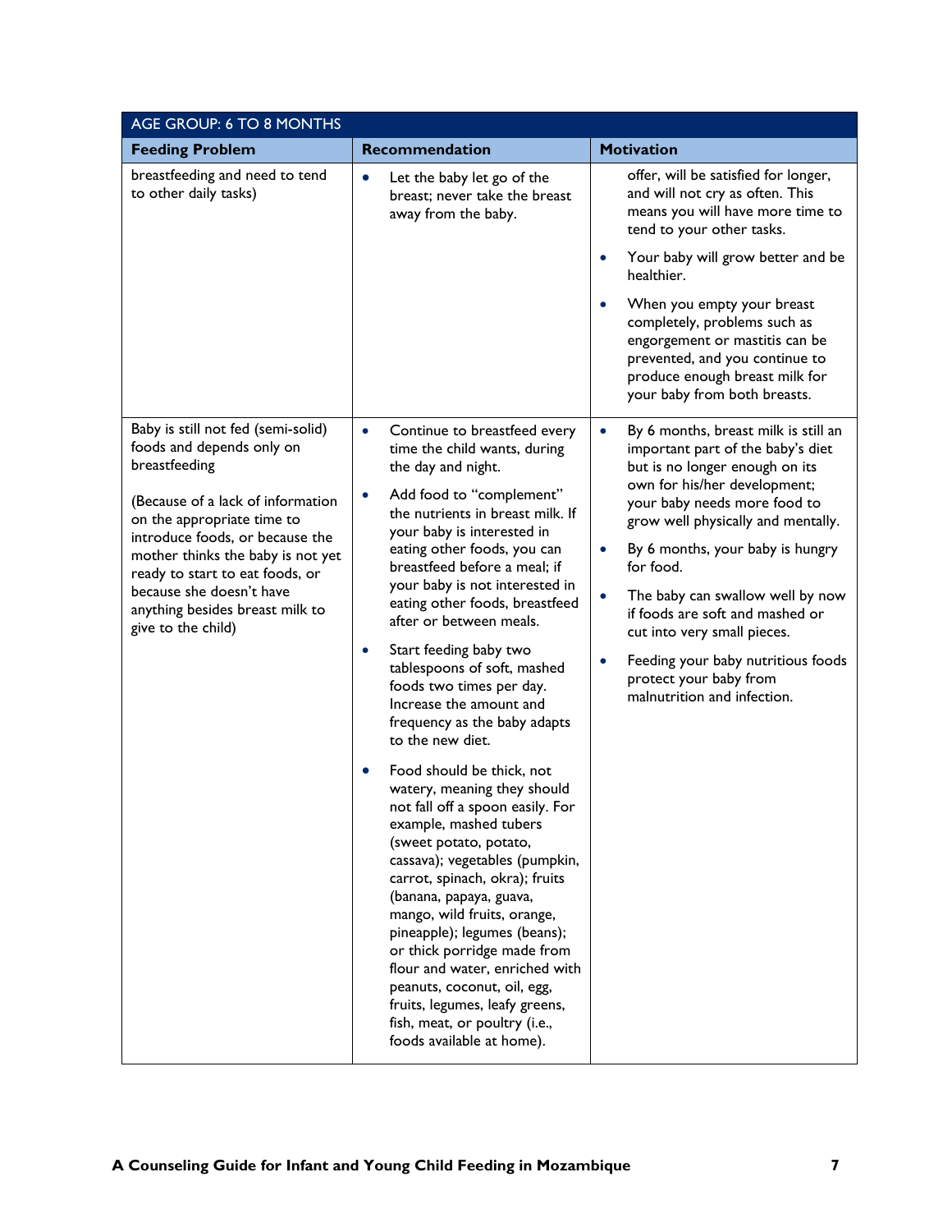| AGE GROUP: 6 TO 8 MONTHS | | |
|---|---|---|
| **Feeding Problem** | **Recommendation** | **Motivation** |
| breastfeeding and need to tend to other daily tasks) | • Let the baby let go of the breast; never take the breast away from the baby. | offer, will be satisfied for longer, and will not cry as often. This means you will have more time to tend to your other tasks. <br> • Your baby will grow better and be healthier. <br> • When you empty your breast completely, problems such as engorgement or mastitis can be prevented, and you continue to produce enough breast milk for your baby from both breasts. |
| Baby is still not fed (semi-solid) foods and depends only on breastfeeding <br><br> (Because of a lack of information on the appropriate time to introduce foods, or because the mother thinks the baby is not yet ready to start to eat foods, or because she doesn't have anything besides breast milk to give to the child) | • Continue to breastfeed every time the child wants, during the day and night. <br> • Add food to "complement" the nutrients in breast milk. If your baby is interested in eating other foods, you can breastfeed before a meal; if your baby is not interested in eating other foods, breastfeed after or between meals. <br> • Start feeding baby two tablespoons of soft, mashed foods two times per day. Increase the amount and frequency as the baby adapts to the new diet. <br> • Food should be thick, not watery, meaning they should not fall off a spoon easily. For example, mashed tubers (sweet potato, potato, cassava); vegetables (pumpkin, carrot, spinach, okra); fruits (banana, papaya, guava, mango, wild fruits, orange, pineapple); legumes (beans); or thick porridge made from flour and water, enriched with peanuts, coconut, oil, egg, fruits, legumes, leafy greens, fish, meat, or poultry (i.e., foods available at home). | • By 6 months, breast milk is still an important part of the baby's diet but is no longer enough on its own for his/her development; your baby needs more food to grow well physically and mentally. <br> • By 6 months, your baby is hungry for food. <br> • The baby can swallow well by now if foods are soft and mashed or cut into very small pieces. <br> • Feeding your baby nutritious foods protect your baby from malnutrition and infection. |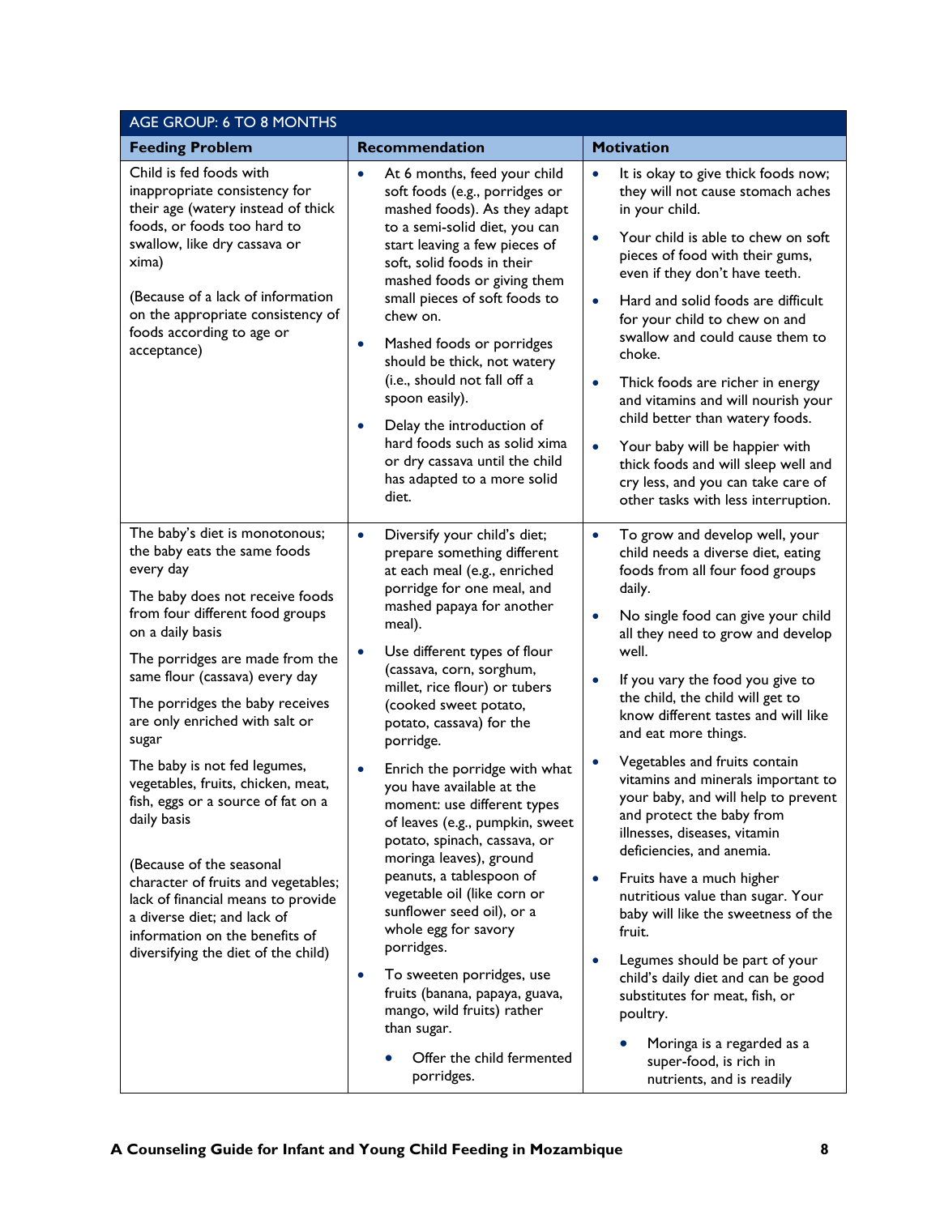| AGE GROUP: 6 TO 8 MONTHS | | |
|---|---|---|
| **Feeding Problem** | **Recommendation** | **Motivation** |
| Child is fed foods with inappropriate consistency for their age (watery instead of thick foods, or foods too hard to swallow, like dry cassava or xima)<br><br>(Because of a lack of information on the appropriate consistency of foods according to age or acceptance) | • At 6 months, feed your child soft foods (e.g., porridges or mashed foods). As they adapt to a semi-solid diet, you can start leaving a few pieces of soft, solid foods in their mashed foods or giving them small pieces of soft foods to chew on.<br>• Mashed foods or porridges should be thick, not watery (i.e., should not fall off a spoon easily).<br>• Delay the introduction of hard foods such as solid xima or dry cassava until the child has adapted to a more solid diet. | • It is okay to give thick foods now; they will not cause stomach aches in your child.<br>• Your child is able to chew on soft pieces of food with their gums, even if they don't have teeth.<br>• Hard and solid foods are difficult for your child to chew on and swallow and could cause them to choke.<br>• Thick foods are richer in energy and vitamins and will nourish your child better than watery foods.<br>• Your baby will be happier with thick foods and will sleep well and cry less, and you can take care of other tasks with less interruption. |
| The baby's diet is monotonous; the baby eats the same foods every day<br><br>The baby does not receive foods from four different food groups on a daily basis<br><br>The porridges are made from the same flour (cassava) every day<br><br>The porridges the baby receives are only enriched with salt or sugar<br><br>The baby is not fed legumes, vegetables, fruits, chicken, meat, fish, eggs or a source of fat on a daily basis<br><br>(Because of the seasonal character of fruits and vegetables; lack of financial means to provide a diverse diet; and lack of information on the benefits of diversifying the diet of the child) | • Diversify your child's diet; prepare something different at each meal (e.g., enriched porridge for one meal, and mashed papaya for another meal).<br>• Use different types of flour (cassava, corn, sorghum, millet, rice flour) or tubers (cooked sweet potato, potato, cassava) for the porridge.<br>• Enrich the porridge with what you have available at the moment: use different types of leaves (e.g., pumpkin, sweet potato, spinach, cassava, or moringa leaves), ground peanuts, a tablespoon of vegetable oil (like corn or sunflower seed oil), or a whole egg for savory porridges.<br>• To sweeten porridges, use fruits (banana, papaya, guava, mango, wild fruits) rather than sugar.<br>  • Offer the child fermented porridges. | • To grow and develop well, your child needs a diverse diet, eating foods from all four food groups daily.<br>• No single food can give your child all they need to grow and develop well.<br>• If you vary the food you give to the child, the child will get to know different tastes and will like and eat more things.<br>• Vegetables and fruits contain vitamins and minerals important to your baby, and will help to prevent and protect the baby from illnesses, diseases, vitamin deficiencies, and anemia.<br>• Fruits have a much higher nutritious value than sugar. Your baby will like the sweetness of the fruit.<br>• Legumes should be part of your child's daily diet and can be good substitutes for meat, fish, or poultry.<br>  • Moringa is a regarded as a super-food, is rich in nutrients, and is readily |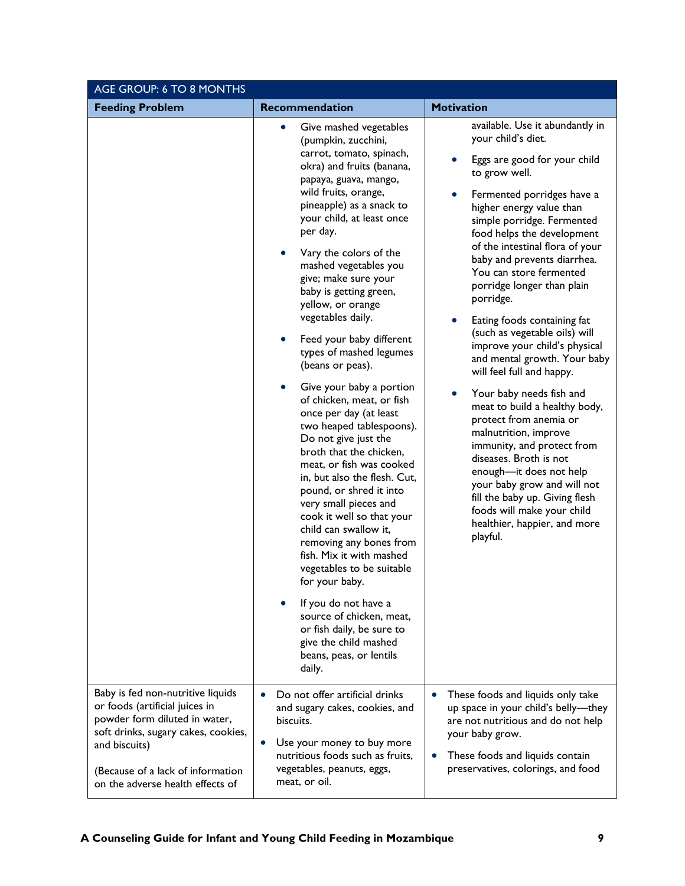| AGE GROUP: 6 TO 8 MONTHS | | |
|---|---|---|
| **Feeding Problem** | **Recommendation** | **Motivation** |
| | • Give mashed vegetables (pumpkin, zucchini, carrot, tomato, spinach, okra) and fruits (banana, papaya, guava, mango, wild fruits, orange, pineapple) as a snack to your child, at least once per day.<br><br>• Vary the colors of the mashed vegetables you give; make sure your baby is getting green, yellow, or orange vegetables daily.<br><br>• Feed your baby different types of mashed legumes (beans or peas).<br><br>• Give your baby a portion of chicken, meat, or fish once per day (at least two heaped tablespoons). Do not give just the broth that the chicken, meat, or fish was cooked in, but also the flesh. Cut, pound, or shred it into very small pieces and cook it well so that your child can swallow it, removing any bones from fish. Mix it with mashed vegetables to be suitable for your baby.<br><br>• If you do not have a source of chicken, meat, or fish daily, be sure to give the child mashed beans, peas, or lentils daily. | available. Use it abundantly in your child's diet.<br><br>• Eggs are good for your child to grow well.<br><br>• Fermented porridges have a higher energy value than simple porridge. Fermented food helps the development of the intestinal flora of your baby and prevents diarrhea. You can store fermented porridge longer than plain porridge.<br><br>• Eating foods containing fat (such as vegetable oils) will improve your child's physical and mental growth. Your baby will feel full and happy.<br><br>• Your baby needs fish and meat to build a healthy body, protect from anemia or malnutrition, improve immunity, and protect from diseases. Broth is not enough—it does not help your baby grow and will not fill the baby up. Giving flesh foods will make your child healthier, happier, and more playful. |
| Baby is fed non-nutritive liquids or foods (artificial juices in powder form diluted in water, soft drinks, sugary cakes, cookies, and biscuits)<br><br>(Because of a lack of information on the adverse health effects of | • Do not offer artificial drinks and sugary cakes, cookies, and biscuits.<br><br>• Use your money to buy more nutritious foods such as fruits, vegetables, peanuts, eggs, meat, or oil. | • These foods and liquids only take up space in your child's belly—they are not nutritious and do not help your baby grow.<br><br>• These foods and liquids contain preservatives, colorings, and food |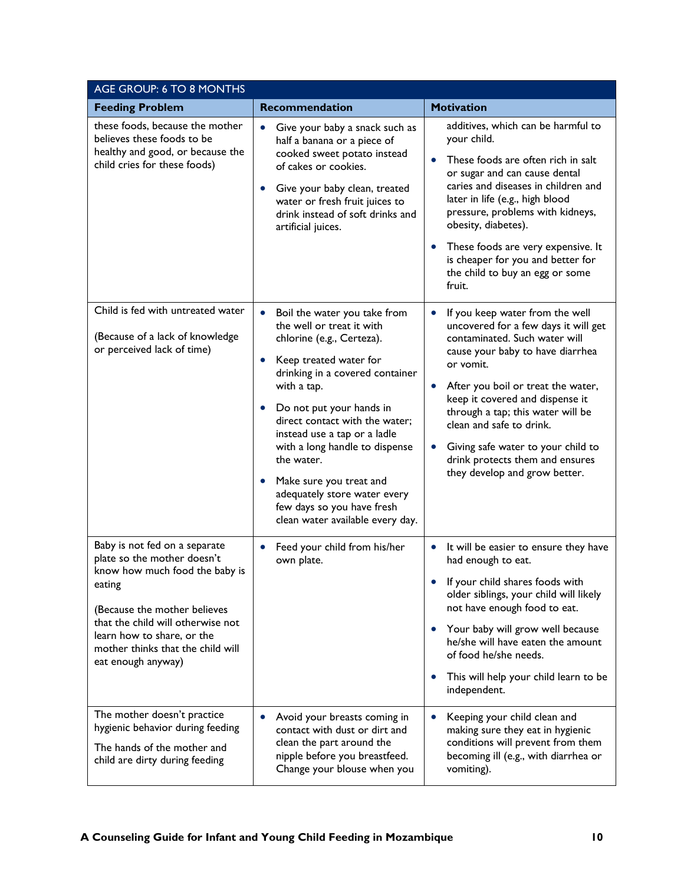| AGE GROUP: 6 TO 8 MONTHS | | |
|---|---|---|
| **Feeding Problem** | **Recommendation** | **Motivation** |
| these foods, because the mother believes these foods to be healthy and good, or because the child cries for these foods) | • Give your baby a snack such as half a banana or a piece of cooked sweet potato instead of cakes or cookies.<br>• Give your baby clean, treated water or fresh fruit juices to drink instead of soft drinks and artificial juices. | additives, which can be harmful to your child.<br>• These foods are often rich in salt or sugar and can cause dental caries and diseases in children and later in life (e.g., high blood pressure, problems with kidneys, obesity, diabetes).<br>• These foods are very expensive. It is cheaper for you and better for the child to buy an egg or some fruit. |
| Child is fed with untreated water<br><br>(Because of a lack of knowledge or perceived lack of time) | • Boil the water you take from the well or treat it with chlorine (e.g., Certeza).<br>• Keep treated water for drinking in a covered container with a tap.<br>• Do not put your hands in direct contact with the water; instead use a tap or a ladle with a long handle to dispense the water.<br>• Make sure you treat and adequately store water every few days so you have fresh clean water available every day. | • If you keep water from the well uncovered for a few days it will get contaminated. Such water will cause your baby to have diarrhea or vomit.<br>• After you boil or treat the water, keep it covered and dispense it through a tap; this water will be clean and safe to drink.<br>• Giving safe water to your child to drink protects them and ensures they develop and grow better. |
| Baby is not fed on a separate plate so the mother doesn't know how much food the baby is eating<br><br>(Because the mother believes that the child will otherwise not learn how to share, or the mother thinks that the child will eat enough anyway) | • Feed your child from his/her own plate. | • It will be easier to ensure they have had enough to eat.<br>• If your child shares foods with older siblings, your child will likely not have enough food to eat.<br>• Your baby will grow well because he/she will have eaten the amount of food he/she needs.<br>• This will help your child learn to be independent. |
| The mother doesn't practice hygienic behavior during feeding<br><br>The hands of the mother and child are dirty during feeding | • Avoid your breasts coming in contact with dust or dirt and clean the part around the nipple before you breastfeed. Change your blouse when you | • Keeping your child clean and making sure they eat in hygienic conditions will prevent from them becoming ill (e.g., with diarrhea or vomiting). |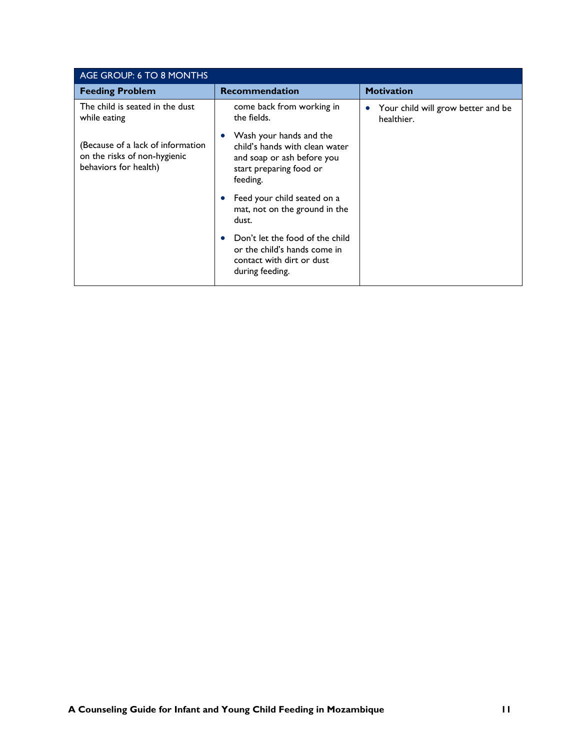| AGE GROUP: 6 TO 8 MONTHS | | |
|---|---|---|
| **Feeding Problem** | **Recommendation** | **Motivation** |
| The child is seated in the dust while eating<br><br>(Because of a lack of information on the risks of non-hygienic behaviors for health) | come back from working in the fields.<br><br>• Wash your hands and the child's hands with clean water and soap or ash before you start preparing food or feeding.<br><br>• Feed your child seated on a mat, not on the ground in the dust.<br><br>• Don't let the food of the child or the child's hands come in contact with dirt or dust during feeding. | • Your child will grow better and be healthier. |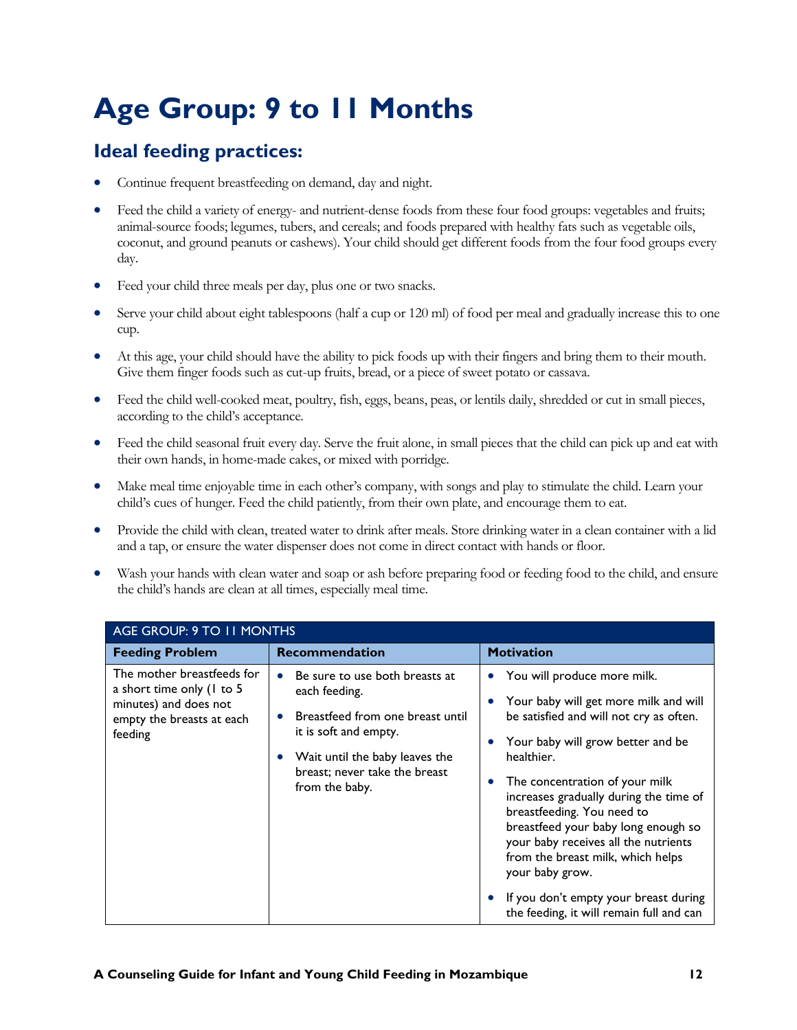# Age Group: 9 to 11 Months

## Ideal feeding practices:

- Continue frequent breastfeeding on demand, day and night.
- Feed the child a variety of energy- and nutrient-dense foods from these four food groups: vegetables and fruits; animal-source foods; legumes, tubers, and cereals; and foods prepared with healthy fats such as vegetable oils, coconut, and ground peanuts or cashews). Your child should get different foods from the four food groups every day.
- Feed your child three meals per day, plus one or two snacks.
- Serve your child about eight tablespoons (half a cup or 120 ml) of food per meal and gradually increase this to one cup.
- At this age, your child should have the ability to pick foods up with their fingers and bring them to their mouth. Give them finger foods such as cut-up fruits, bread, or a piece of sweet potato or cassava.
- Feed the child well-cooked meat, poultry, fish, eggs, beans, peas, or lentils daily, shredded or cut in small pieces, according to the child's acceptance.
- Feed the child seasonal fruit every day. Serve the fruit alone, in small pieces that the child can pick up and eat with their own hands, in home-made cakes, or mixed with porridge.
- Make meal time enjoyable time in each other's company, with songs and play to stimulate the child. Learn your child's cues of hunger. Feed the child patiently, from their own plate, and encourage them to eat.
- Provide the child with clean, treated water to drink after meals. Store drinking water in a clean container with a lid and a tap, or ensure the water dispenser does not come in direct contact with hands or floor.
- Wash your hands with clean water and soap or ash before preparing food or feeding food to the child, and ensure the child's hands are clean at all times, especially meal time.

| AGE GROUP: 9 TO 11 MONTHS | | |
|---|---|---|
| **Feeding Problem** | **Recommendation** | **Motivation** |
| The mother breastfeeds for a short time only (1 to 5 minutes) and does not empty the breasts at each feeding | • Be sure to use both breasts at each feeding.<br>• Breastfeed from one breast until it is soft and empty.<br>• Wait until the baby leaves the breast; never take the breast from the baby. | • You will produce more milk.<br>• Your baby will get more milk and will be satisfied and will not cry as often.<br>• Your baby will grow better and be healthier.<br>• The concentration of your milk increases gradually during the time of breastfeeding. You need to breastfeed your baby long enough so your baby receives all the nutrients from the breast milk, which helps your baby grow.<br>• If you don't empty your breast during the feeding, it will remain full and can |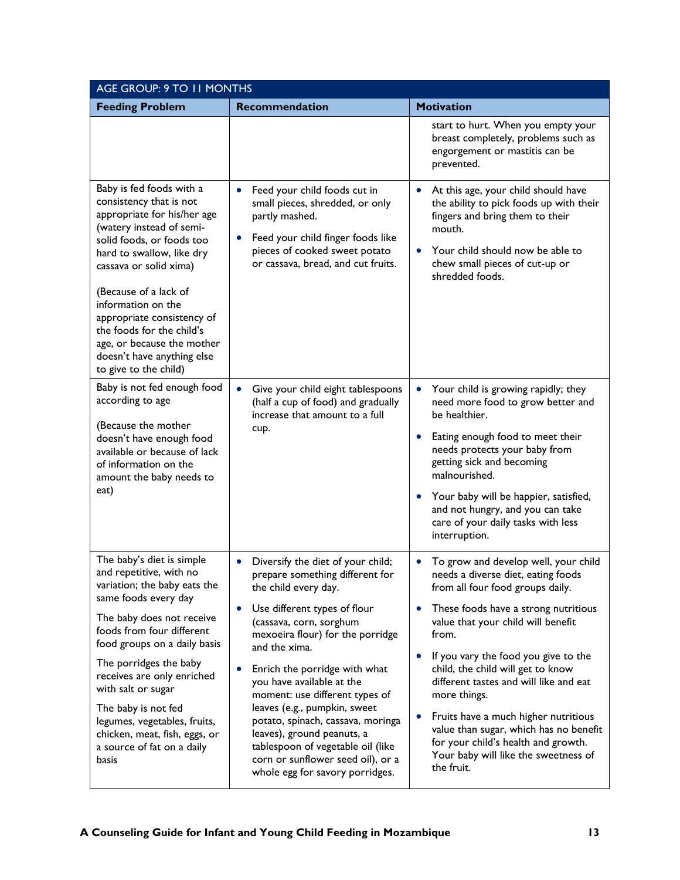| AGE GROUP: 9 TO 11 MONTHS | | |
|---|---|---|
| **Feeding Problem** | **Recommendation** | **Motivation** |
| | | start to hurt. When you empty your breast completely, problems such as engorgement or mastitis can be prevented. |
| Baby is fed foods with a consistency that is not appropriate for his/her age (watery instead of semi-solid foods, or foods too hard to swallow, like dry cassava or solid xima)<br><br>(Because of a lack of information on the appropriate consistency of the foods for the child's age, or because the mother doesn't have anything else to give to the child) | • Feed your child foods cut in small pieces, shredded, or only partly mashed.<br>• Feed your child finger foods like pieces of cooked sweet potato or cassava, bread, and cut fruits. | • At this age, your child should have the ability to pick foods up with their fingers and bring them to their mouth.<br>• Your child should now be able to chew small pieces of cut-up or shredded foods. |
| Baby is not fed enough food according to age<br><br>(Because the mother doesn't have enough food available or because of lack of information on the amount the baby needs to eat) | • Give your child eight tablespoons (half a cup of food) and gradually increase that amount to a full cup. | • Your child is growing rapidly; they need more food to grow better and be healthier.<br>• Eating enough food to meet their needs protects your baby from getting sick and becoming malnourished.<br>• Your baby will be happier, satisfied, and not hungry, and you can take care of your daily tasks with less interruption. |
| The baby's diet is simple and repetitive, with no variation; the baby eats the same foods every day<br><br>The baby does not receive foods from four different food groups on a daily basis<br><br>The porridges the baby receives are only enriched with salt or sugar<br><br>The baby is not fed legumes, vegetables, fruits, chicken, meat, fish, eggs, or a source of fat on a daily basis | • Diversify the diet of your child; prepare something different for the child every day.<br>• Use different types of flour (cassava, corn, sorghum mexoeira flour) for the porridge and the xima.<br>• Enrich the porridge with what you have available at the moment: use different types of leaves (e.g., pumpkin, sweet potato, spinach, cassava, moringa leaves), ground peanuts, a tablespoon of vegetable oil (like corn or sunflower seed oil), or a whole egg for savory porridges. | • To grow and develop well, your child needs a diverse diet, eating foods from all four food groups daily.<br>• These foods have a strong nutritious value that your child will benefit from.<br>• If you vary the food you give to the child, the child will get to know different tastes and will like and eat more things.<br>• Fruits have a much higher nutritious value than sugar, which has no benefit for your child's health and growth. Your baby will like the sweetness of the fruit. |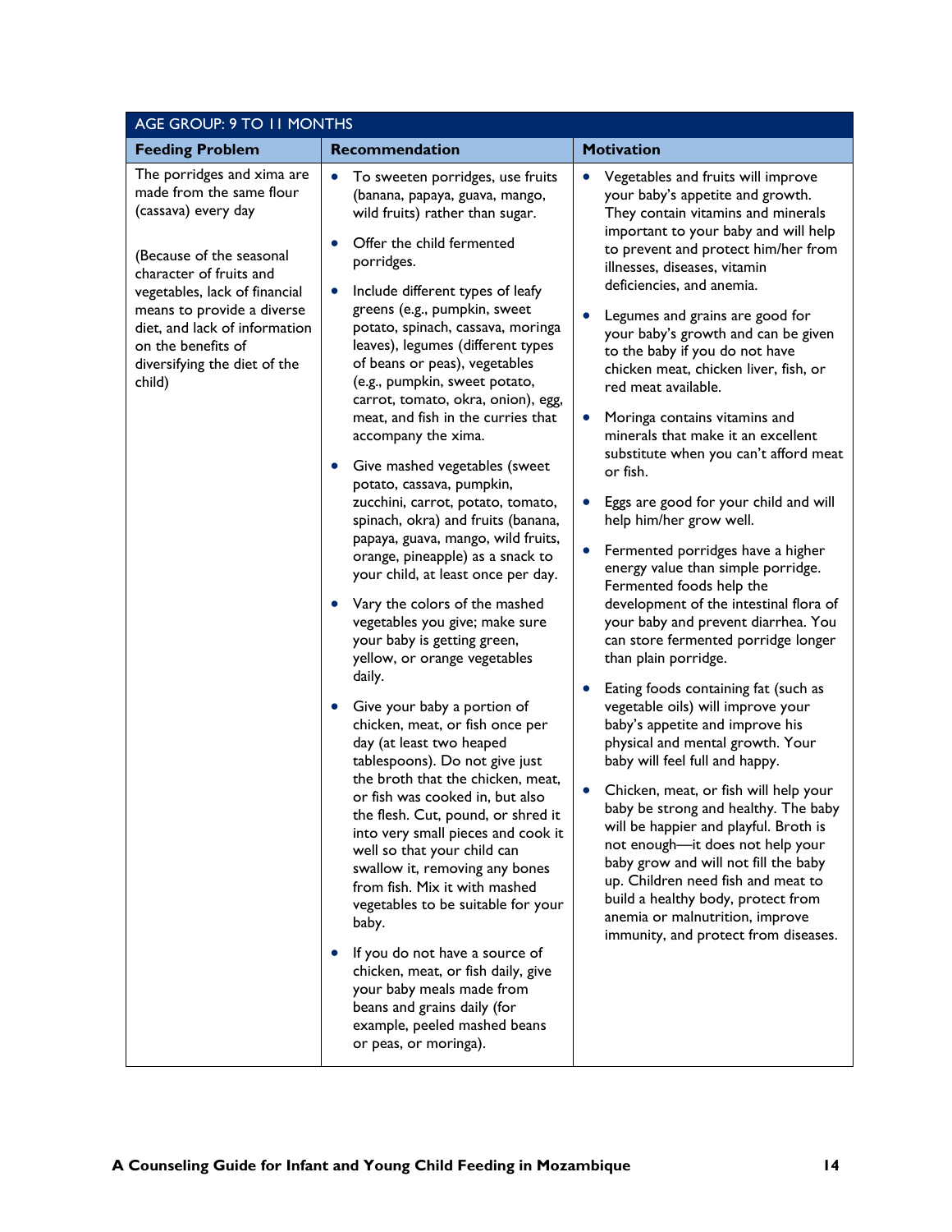| AGE GROUP: 9 TO 11 MONTHS | | |
|---|---|---|
| **Feeding Problem** | **Recommendation** | **Motivation** |
| The porridges and xima are made from the same flour (cassava) every day<br><br>(Because of the seasonal character of fruits and vegetables, lack of financial means to provide a diverse diet, and lack of information on the benefits of diversifying the diet of the child) | • To sweeten porridges, use fruits (banana, papaya, guava, mango, wild fruits) rather than sugar.<br>• Offer the child fermented porridges.<br>• Include different types of leafy greens (e.g., pumpkin, sweet potato, spinach, cassava, moringa leaves), legumes (different types of beans or peas), vegetables (e.g., pumpkin, sweet potato, carrot, tomato, okra, onion), egg, meat, and fish in the curries that accompany the xima.<br>• Give mashed vegetables (sweet potato, cassava, pumpkin, zucchini, carrot, potato, tomato, spinach, okra) and fruits (banana, papaya, guava, mango, wild fruits, orange, pineapple) as a snack to your child, at least once per day.<br>• Vary the colors of the mashed vegetables you give; make sure your baby is getting green, yellow, or orange vegetables daily.<br>• Give your baby a portion of chicken, meat, or fish once per day (at least two heaped tablespoons). Do not give just the broth that the chicken, meat, or fish was cooked in, but also the flesh. Cut, pound, or shred it into very small pieces and cook it well so that your child can swallow it, removing any bones from fish. Mix it with mashed vegetables to be suitable for your baby.<br>• If you do not have a source of chicken, meat, or fish daily, give your baby meals made from beans and grains daily (for example, peeled mashed beans or peas, or moringa). | • Vegetables and fruits will improve your baby's appetite and growth. They contain vitamins and minerals important to your baby and will help to prevent and protect him/her from illnesses, diseases, vitamin deficiencies, and anemia.<br>• Legumes and grains are good for your baby's growth and can be given to the baby if you do not have chicken meat, chicken liver, fish, or red meat available.<br>• Moringa contains vitamins and minerals that make it an excellent substitute when you can't afford meat or fish.<br>• Eggs are good for your child and will help him/her grow well.<br>• Fermented porridges have a higher energy value than simple porridge. Fermented foods help the development of the intestinal flora of your baby and prevent diarrhea. You can store fermented porridge longer than plain porridge.<br>• Eating foods containing fat (such as vegetable oils) will improve your baby's appetite and improve his physical and mental growth. Your baby will feel full and happy.<br>• Chicken, meat, or fish will help your baby be strong and healthy. The baby will be happier and playful. Broth is not enough—it does not help your baby grow and will not fill the baby up. Children need fish and meat to build a healthy body, protect from anemia or malnutrition, improve immunity, and protect from diseases. |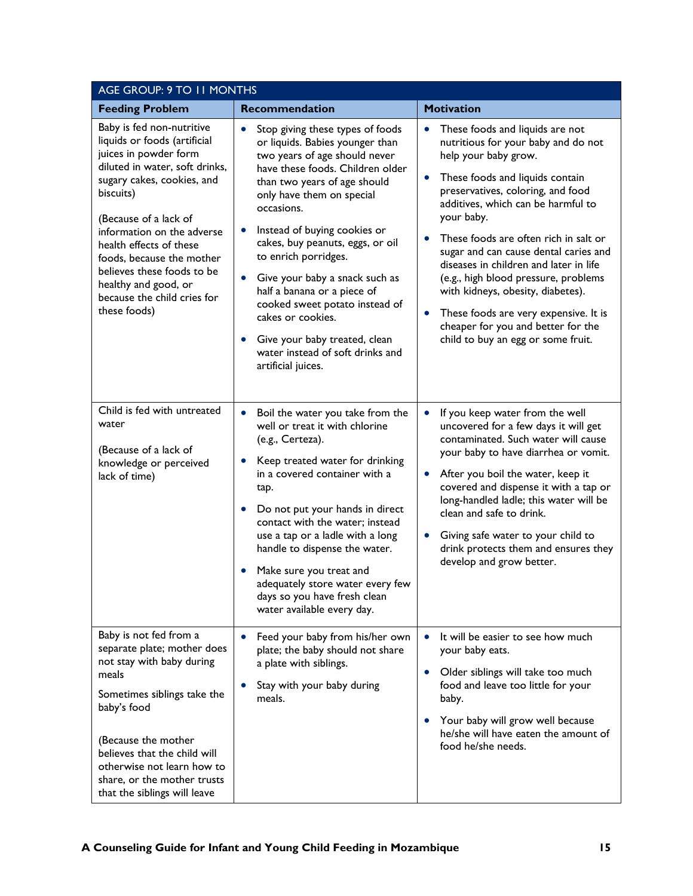| AGE GROUP: 9 TO 11 MONTHS | | |
|---|---|---|
| **Feeding Problem** | **Recommendation** | **Motivation** |
| Baby is fed non-nutritive liquids or foods (artificial juices in powder form diluted in water, soft drinks, sugary cakes, cookies, and biscuits)<br><br>(Because of a lack of information on the adverse health effects of these foods, because the mother believes these foods to be healthy and good, or because the child cries for these foods) | • Stop giving these types of foods or liquids. Babies younger than two years of age should never have these foods. Children older than two years of age should only have them on special occasions.<br>• Instead of buying cookies or cakes, buy peanuts, eggs, or oil to enrich porridges.<br>• Give your baby a snack such as half a banana or a piece of cooked sweet potato instead of cakes or cookies.<br>• Give your baby treated, clean water instead of soft drinks and artificial juices. | • These foods and liquids are not nutritious for your baby and do not help your baby grow.<br>• These foods and liquids contain preservatives, coloring, and food additives, which can be harmful to your baby.<br>• These foods are often rich in salt or sugar and can cause dental caries and diseases in children and later in life (e.g., high blood pressure, problems with kidneys, obesity, diabetes).<br>• These foods are very expensive. It is cheaper for you and better for the child to buy an egg or some fruit. |
| Child is fed with untreated water<br><br>(Because of a lack of knowledge or perceived lack of time) | • Boil the water you take from the well or treat it with chlorine (e.g., Certeza).<br>• Keep treated water for drinking in a covered container with a tap.<br>• Do not put your hands in direct contact with the water; instead use a tap or a ladle with a long handle to dispense the water.<br>• Make sure you treat and adequately store water every few days so you have fresh clean water available every day. | • If you keep water from the well uncovered for a few days it will get contaminated. Such water will cause your baby to have diarrhea or vomit.<br>• After you boil the water, keep it covered and dispense it with a tap or long-handled ladle; this water will be clean and safe to drink.<br>• Giving safe water to your child to drink protects them and ensures they develop and grow better. |
| Baby is not fed from a separate plate; mother does not stay with baby during meals<br><br>Sometimes siblings take the baby's food<br><br>(Because the mother believes that the child will otherwise not learn how to share, or the mother trusts that the siblings will leave | • Feed your baby from his/her own plate; the baby should not share a plate with siblings.<br>• Stay with your baby during meals. | • It will be easier to see how much your baby eats.<br>• Older siblings will take too much food and leave too little for your baby.<br>• Your baby will grow well because he/she will have eaten the amount of food he/she needs. |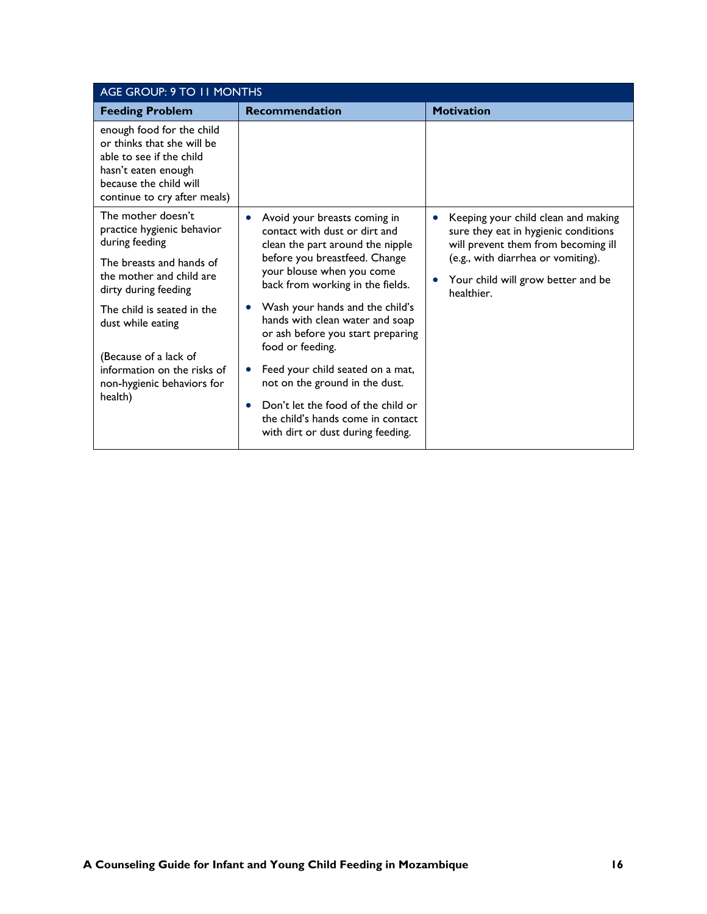| AGE GROUP: 9 TO 11 MONTHS | | |
|---|---|---|
| **Feeding Problem** | **Recommendation** | **Motivation** |
| enough food for the child or thinks that she will be able to see if the child hasn't eaten enough because the child will continue to cry after meals) | | |
| The mother doesn't practice hygienic behavior during feeding<br><br>The breasts and hands of the mother and child are dirty during feeding<br><br>The child is seated in the dust while eating<br><br>(Because of a lack of information on the risks of non-hygienic behaviors for health) | • Avoid your breasts coming in contact with dust or dirt and clean the part around the nipple before you breastfeed. Change your blouse when you come back from working in the fields.<br>• Wash your hands and the child's hands with clean water and soap or ash before you start preparing food or feeding.<br>• Feed your child seated on a mat, not on the ground in the dust.<br>• Don't let the food of the child or the child's hands come in contact with dirt or dust during feeding. | • Keeping your child clean and making sure they eat in hygienic conditions will prevent them from becoming ill (e.g., with diarrhea or vomiting).<br>• Your child will grow better and be healthier. |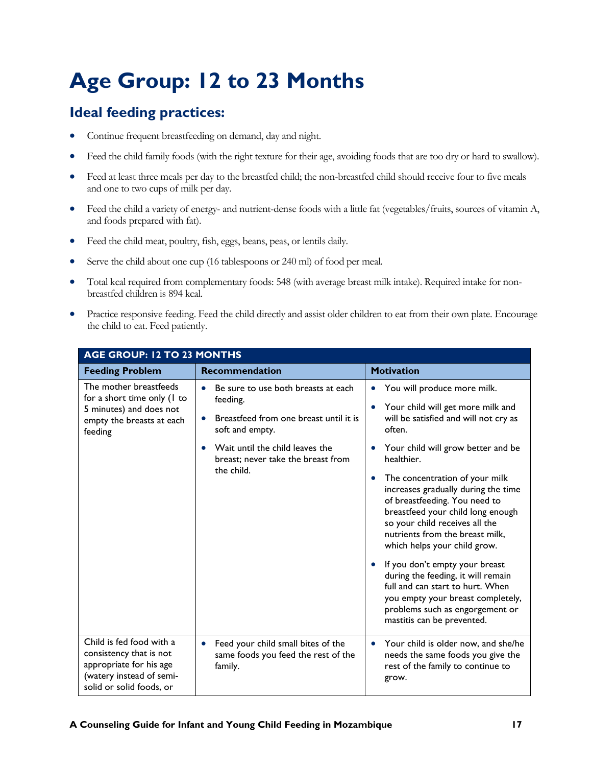# Age Group: 12 to 23 Months

## Ideal feeding practices:

- Continue frequent breastfeeding on demand, day and night.
- Feed the child family foods (with the right texture for their age, avoiding foods that are too dry or hard to swallow).
- Feed at least three meals per day to the breastfed child; the non-breastfed child should receive four to five meals and one to two cups of milk per day.
- Feed the child a variety of energy- and nutrient-dense foods with a little fat (vegetables/fruits, sources of vitamin A, and foods prepared with fat).
- Feed the child meat, poultry, fish, eggs, beans, peas, or lentils daily.
- Serve the child about one cup (16 tablespoons or 240 ml) of food per meal.
- Total kcal required from complementary foods: 548 (with average breast milk intake). Required intake for non-breastfed children is 894 kcal.
- Practice responsive feeding. Feed the child directly and assist older children to eat from their own plate. Encourage the child to eat. Feed patiently.

| AGE GROUP: 12 TO 23 MONTHS | | |
|---|---|---|
| **Feeding Problem** | **Recommendation** | **Motivation** |
| The mother breastfeeds for a short time only (1 to 5 minutes) and does not empty the breasts at each feeding | • Be sure to use both breasts at each feeding.<br>• Breastfeed from one breast until it is soft and empty.<br>• Wait until the child leaves the breast; never take the breast from the child. | • You will produce more milk.<br>• Your child will get more milk and will be satisfied and will not cry as often.<br>• Your child will grow better and be healthier.<br>• The concentration of your milk increases gradually during the time of breastfeeding. You need to breastfeed your child long enough so your child receives all the nutrients from the breast milk, which helps your child grow.<br>• If you don't empty your breast during the feeding, it will remain full and can start to hurt. When you empty your breast completely, problems such as engorgement or mastitis can be prevented. |
| Child is fed food with a consistency that is not appropriate for his age (watery instead of semi-solid or solid foods, or | • Feed your child small bites of the same foods you feed the rest of the family. | • Your child is older now, and she/he needs the same foods you give the rest of the family to continue to grow. |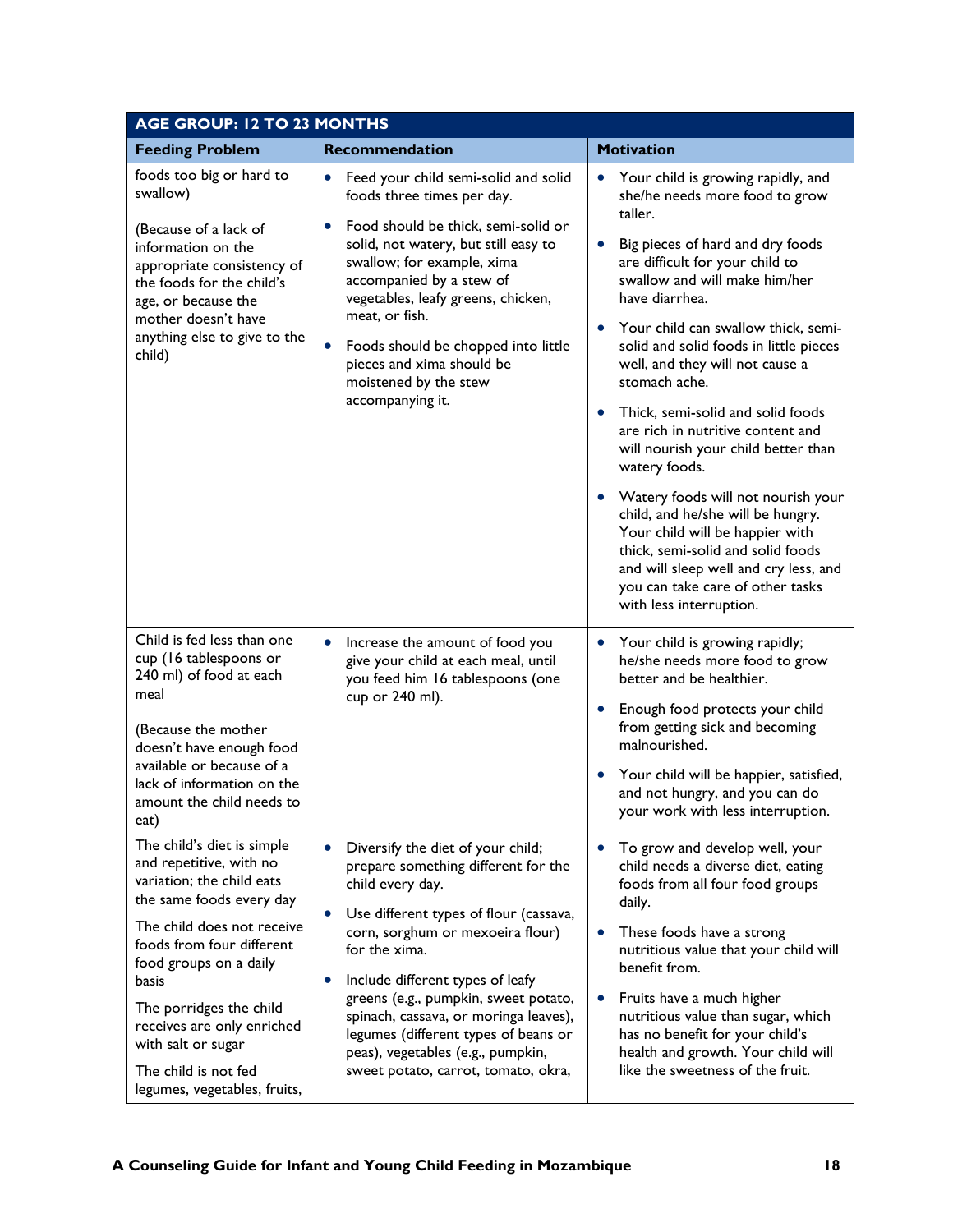| AGE GROUP: 12 TO 23 MONTHS | | |
|---|---|---|
| **Feeding Problem** | **Recommendation** | **Motivation** |
| foods too big or hard to swallow)<br><br>(Because of a lack of information on the appropriate consistency of the foods for the child's age, or because the mother doesn't have anything else to give to the child) | • Feed your child semi-solid and solid foods three times per day.<br>• Food should be thick, semi-solid or solid, not watery, but still easy to swallow; for example, xima accompanied by a stew of vegetables, leafy greens, chicken, meat, or fish.<br>• Foods should be chopped into little pieces and xima should be moistened by the stew accompanying it. | • Your child is growing rapidly, and she/he needs more food to grow taller.<br>• Big pieces of hard and dry foods are difficult for your child to swallow and will make him/her have diarrhea.<br>• Your child can swallow thick, semi-solid and solid foods in little pieces well, and they will not cause a stomach ache.<br>• Thick, semi-solid and solid foods are rich in nutritive content and will nourish your child better than watery foods.<br>• Watery foods will not nourish your child, and he/she will be hungry. Your child will be happier with thick, semi-solid and solid foods and will sleep well and cry less, and you can take care of other tasks with less interruption. |
| Child is fed less than one cup (16 tablespoons or 240 ml) of food at each meal<br><br>(Because the mother doesn't have enough food available or because of a lack of information on the amount the child needs to eat) | • Increase the amount of food you give your child at each meal, until you feed him 16 tablespoons (one cup or 240 ml). | • Your child is growing rapidly; he/she needs more food to grow better and be healthier.<br>• Enough food protects your child from getting sick and becoming malnourished.<br>• Your child will be happier, satisfied, and not hungry, and you can do your work with less interruption. |
| The child's diet is simple and repetitive, with no variation; the child eats the same foods every day<br><br>The child does not receive foods from four different food groups on a daily basis<br><br>The porridges the child receives are only enriched with salt or sugar<br><br>The child is not fed legumes, vegetables, fruits, | • Diversify the diet of your child; prepare something different for the child every day.<br>• Use different types of flour (cassava, corn, sorghum or mexoeira flour) for the xima.<br>• Include different types of leafy greens (e.g., pumpkin, sweet potato, spinach, cassava, or moringa leaves), legumes (different types of beans or peas), vegetables (e.g., pumpkin, sweet potato, carrot, tomato, okra, | • To grow and develop well, your child needs a diverse diet, eating foods from all four food groups daily.<br>• These foods have a strong nutritious value that your child will benefit from.<br>• Fruits have a much higher nutritious value than sugar, which has no benefit for your child's health and growth. Your child will like the sweetness of the fruit. |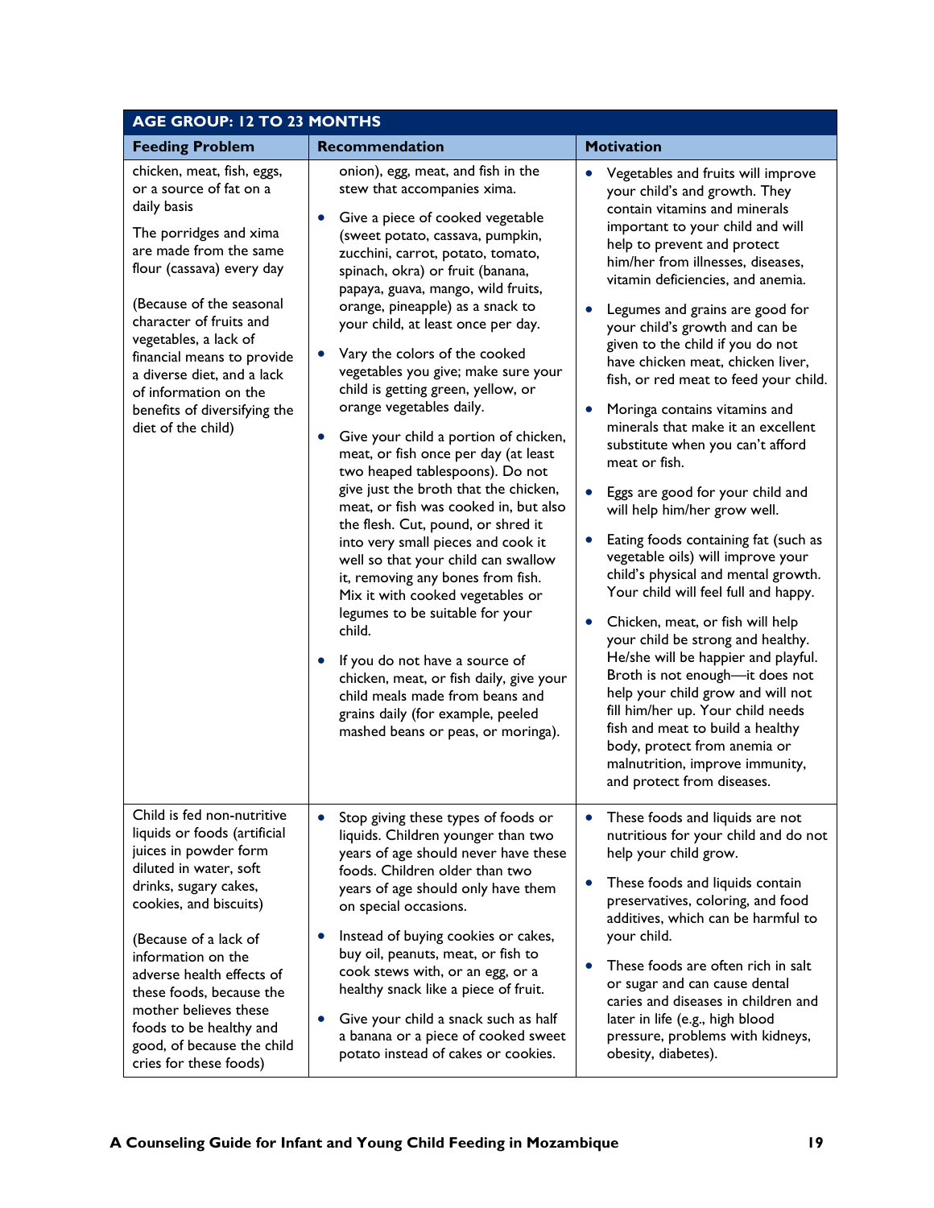| AGE GROUP: 12 TO 23 MONTHS | | |
|---|---|---|
| **Feeding Problem** | **Recommendation** | **Motivation** |
| chicken, meat, fish, eggs, or a source of fat on a daily basis<br><br>The porridges and xima are made from the same flour (cassava) every day<br><br>(Because of the seasonal character of fruits and vegetables, a lack of financial means to provide a diverse diet, and a lack of information on the benefits of diversifying the diet of the child) | onion), egg, meat, and fish in the stew that accompanies xima.<br><br>• Give a piece of cooked vegetable (sweet potato, cassava, pumpkin, zucchini, carrot, potato, tomato, spinach, okra) or fruit (banana, papaya, guava, mango, wild fruits, orange, pineapple) as a snack to your child, at least once per day.<br><br>• Vary the colors of the cooked vegetables you give; make sure your child is getting green, yellow, or orange vegetables daily.<br><br>• Give your child a portion of chicken, meat, or fish once per day (at least two heaped tablespoons). Do not give just the broth that the chicken, meat, or fish was cooked in, but also the flesh. Cut, pound, or shred it into very small pieces and cook it well so that your child can swallow it, removing any bones from fish. Mix it with cooked vegetables or legumes to be suitable for your child.<br><br>• If you do not have a source of chicken, meat, or fish daily, give your child meals made from beans and grains daily (for example, peeled mashed beans or peas, or moringa). | • Vegetables and fruits will improve your child's and growth. They contain vitamins and minerals important to your child and will help to prevent and protect him/her from illnesses, diseases, vitamin deficiencies, and anemia.<br><br>• Legumes and grains are good for your child's growth and can be given to the child if you do not have chicken meat, chicken liver, fish, or red meat to feed your child.<br><br>• Moringa contains vitamins and minerals that make it an excellent substitute when you can't afford meat or fish.<br><br>• Eggs are good for your child and will help him/her grow well.<br><br>• Eating foods containing fat (such as vegetable oils) will improve your child's physical and mental growth. Your child will feel full and happy.<br><br>• Chicken, meat, or fish will help your child be strong and healthy. He/she will be happier and playful. Broth is not enough—it does not help your child grow and will not fill him/her up. Your child needs fish and meat to build a healthy body, protect from anemia or malnutrition, improve immunity, and protect from diseases. |
| Child is fed non-nutritive liquids or foods (artificial juices in powder form diluted in water, soft drinks, sugary cakes, cookies, and biscuits)<br><br>(Because of a lack of information on the adverse health effects of these foods, because the mother believes these foods to be healthy and good, of because the child cries for these foods) | • Stop giving these types of foods or liquids. Children younger than two years of age should never have these foods. Children older than two years of age should only have them on special occasions.<br><br>• Instead of buying cookies or cakes, buy oil, peanuts, meat, or fish to cook stews with, or an egg, or a healthy snack like a piece of fruit.<br><br>• Give your child a snack such as half a banana or a piece of cooked sweet potato instead of cakes or cookies. | • These foods and liquids are not nutritious for your child and do not help your child grow.<br><br>• These foods and liquids contain preservatives, coloring, and food additives, which can be harmful to your child.<br><br>• These foods are often rich in salt or sugar and can cause dental caries and diseases in children and later in life (e.g., high blood pressure, problems with kidneys, obesity, diabetes). |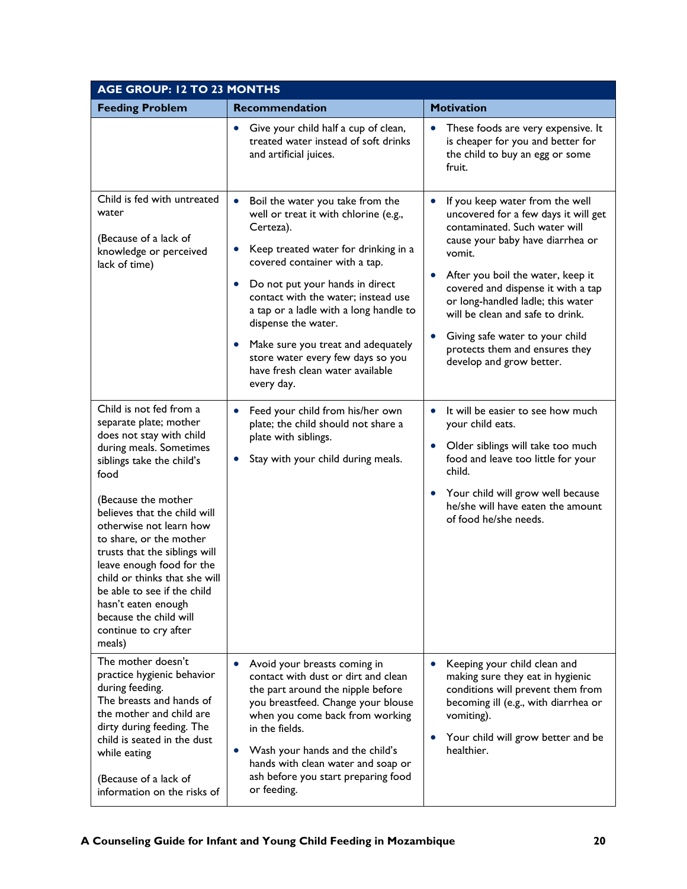| AGE GROUP: 12 TO 23 MONTHS | | |
|---|---|---|
| **Feeding Problem** | **Recommendation** | **Motivation** |
| | • Give your child half a cup of clean, treated water instead of soft drinks and artificial juices. | • These foods are very expensive. It is cheaper for you and better for the child to buy an egg or some fruit. |
| Child is fed with untreated water<br><br>(Because of a lack of knowledge or perceived lack of time) | • Boil the water you take from the well or treat it with chlorine (e.g., Certeza).<br>• Keep treated water for drinking in a covered container with a tap.<br>• Do not put your hands in direct contact with the water; instead use a tap or a ladle with a long handle to dispense the water.<br>• Make sure you treat and adequately store water every few days so you have fresh clean water available every day. | • If you keep water from the well uncovered for a few days it will get contaminated. Such water will cause your baby have diarrhea or vomit.<br>• After you boil the water, keep it covered and dispense it with a tap or long-handled ladle; this water will be clean and safe to drink.<br>• Giving safe water to your child protects them and ensures they develop and grow better. |
| Child is not fed from a separate plate; mother does not stay with child during meals. Sometimes siblings take the child's food<br><br>(Because the mother believes that the child will otherwise not learn how to share, or the mother trusts that the siblings will leave enough food for the child or thinks that she will be able to see if the child hasn't eaten enough because the child will continue to cry after meals) | • Feed your child from his/her own plate; the child should not share a plate with siblings.<br>• Stay with your child during meals. | • It will be easier to see how much your child eats.<br>• Older siblings will take too much food and leave too little for your child.<br>• Your child will grow well because he/she will have eaten the amount of food he/she needs. |
| The mother doesn't practice hygienic behavior during feeding.<br>The breasts and hands of the mother and child are dirty during feeding. The child is seated in the dust while eating<br><br>(Because of a lack of information on the risks of | • Avoid your breasts coming in contact with dust or dirt and clean the part around the nipple before you breastfeed. Change your blouse when you come back from working in the fields.<br>• Wash your hands and the child's hands with clean water and soap or ash before you start preparing food or feeding. | • Keeping your child clean and making sure they eat in hygienic conditions will prevent them from becoming ill (e.g., with diarrhea or vomiting).<br>• Your child will grow better and be healthier. |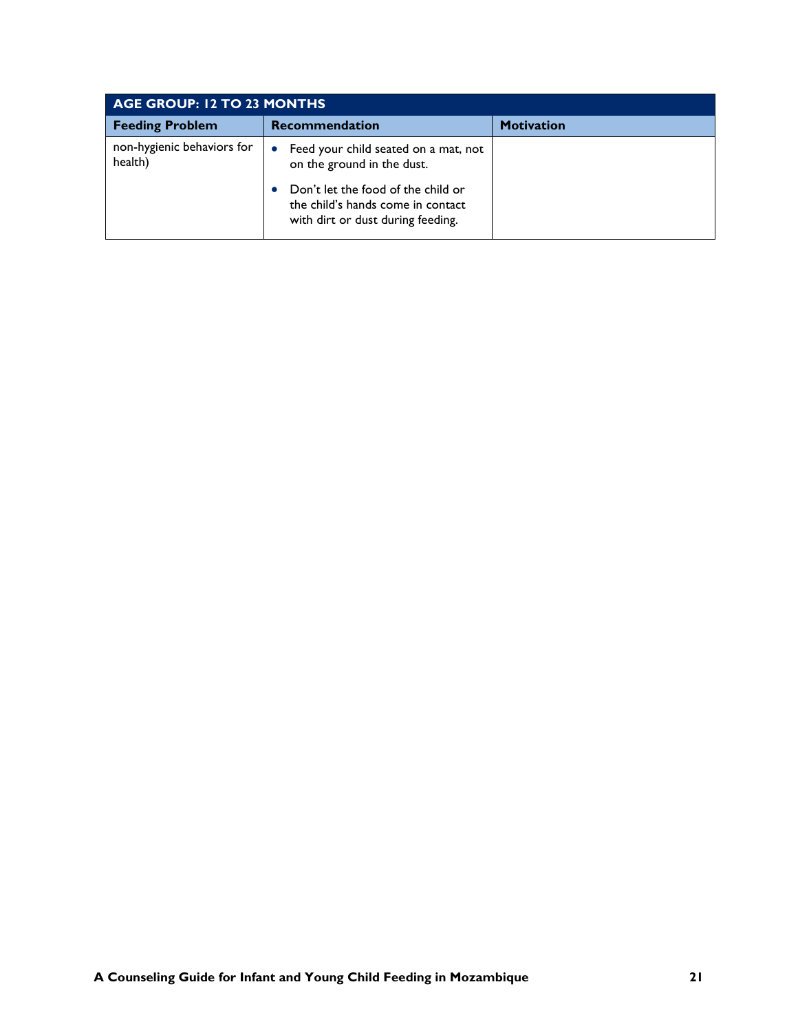| AGE GROUP: 12 TO 23 MONTHS | | |
|---|---|---|
| **Feeding Problem** | **Recommendation** | **Motivation** |
| non-hygienic behaviors for health) | • Feed your child seated on a mat, not on the ground in the dust.<br>• Don't let the food of the child or the child's hands come in contact with dirt or dust during feeding. | |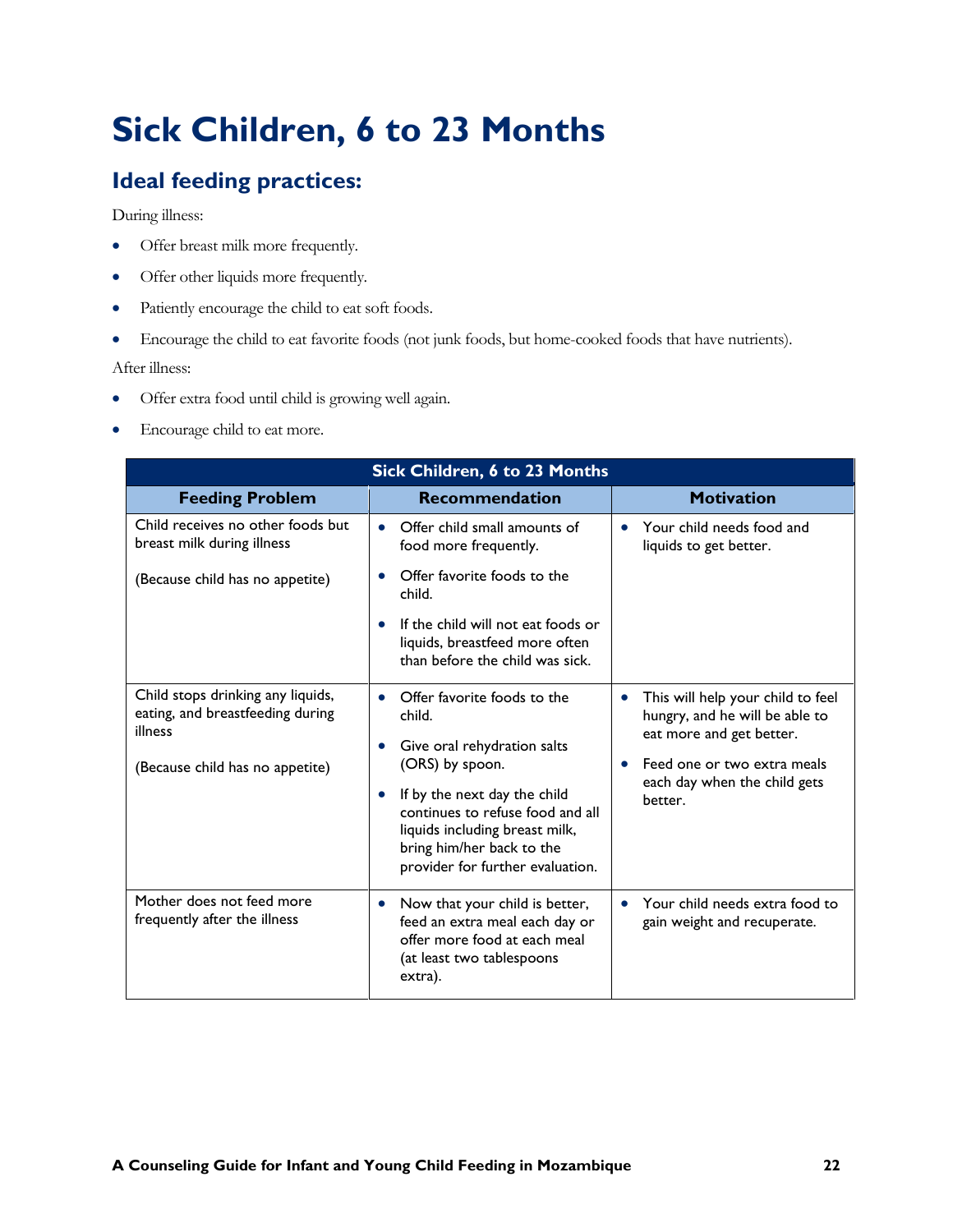# Sick Children, 6 to 23 Months

## Ideal feeding practices:

During illness:

- Offer breast milk more frequently.
- Offer other liquids more frequently.
- Patiently encourage the child to eat soft foods.
- Encourage the child to eat favorite foods (not junk foods, but home-cooked foods that have nutrients).

After illness:

- Offer extra food until child is growing well again.
- Encourage child to eat more.

| Sick Children, 6 to 23 Months | | |
|---|---|---|
| **Feeding Problem** | **Recommendation** | **Motivation** |
| Child receives no other foods but breast milk during illness<br><br>(Because child has no appetite) | • Offer child small amounts of food more frequently.<br>• Offer favorite foods to the child.<br>• If the child will not eat foods or liquids, breastfeed more often than before the child was sick. | • Your child needs food and liquids to get better. |
| Child stops drinking any liquids, eating, and breastfeeding during illness<br><br>(Because child has no appetite) | • Offer favorite foods to the child.<br>• Give oral rehydration salts (ORS) by spoon.<br>• If by the next day the child continues to refuse food and all liquids including breast milk, bring him/her back to the provider for further evaluation. | • This will help your child to feel hungry, and he will be able to eat more and get better.<br>• Feed one or two extra meals each day when the child gets better. |
| Mother does not feed more frequently after the illness | • Now that your child is better, feed an extra meal each day or offer more food at each meal (at least two tablespoons extra). | • Your child needs extra food to gain weight and recuperate. |